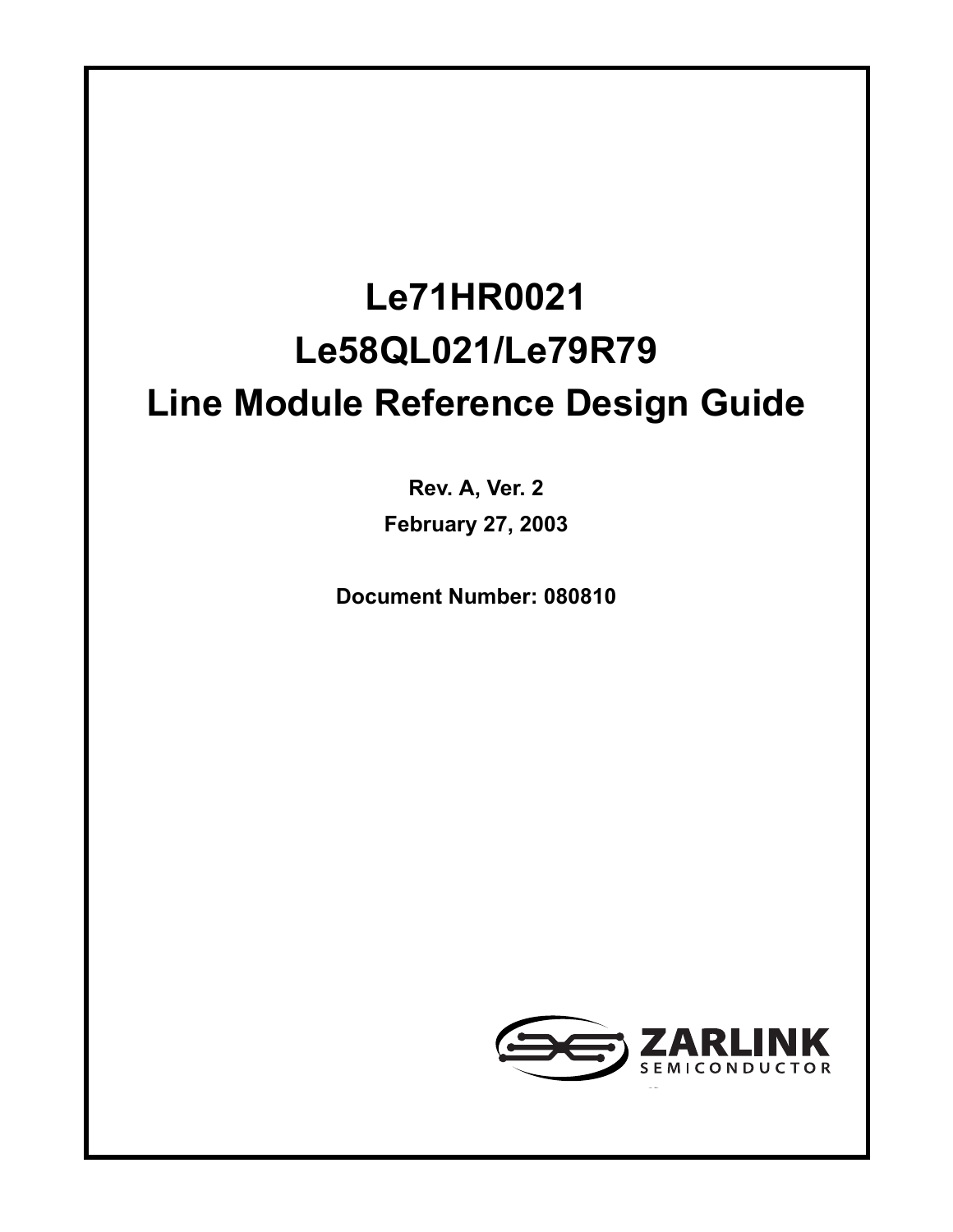# Le71HR0021

# Le58QL021/Le79R79

# Line Module Reference Design Guide

**Rev. A, Ver. 2**

**February 27, 2003**

**Document Number: 080810**

ZARLINK
SEMICONDUCTOR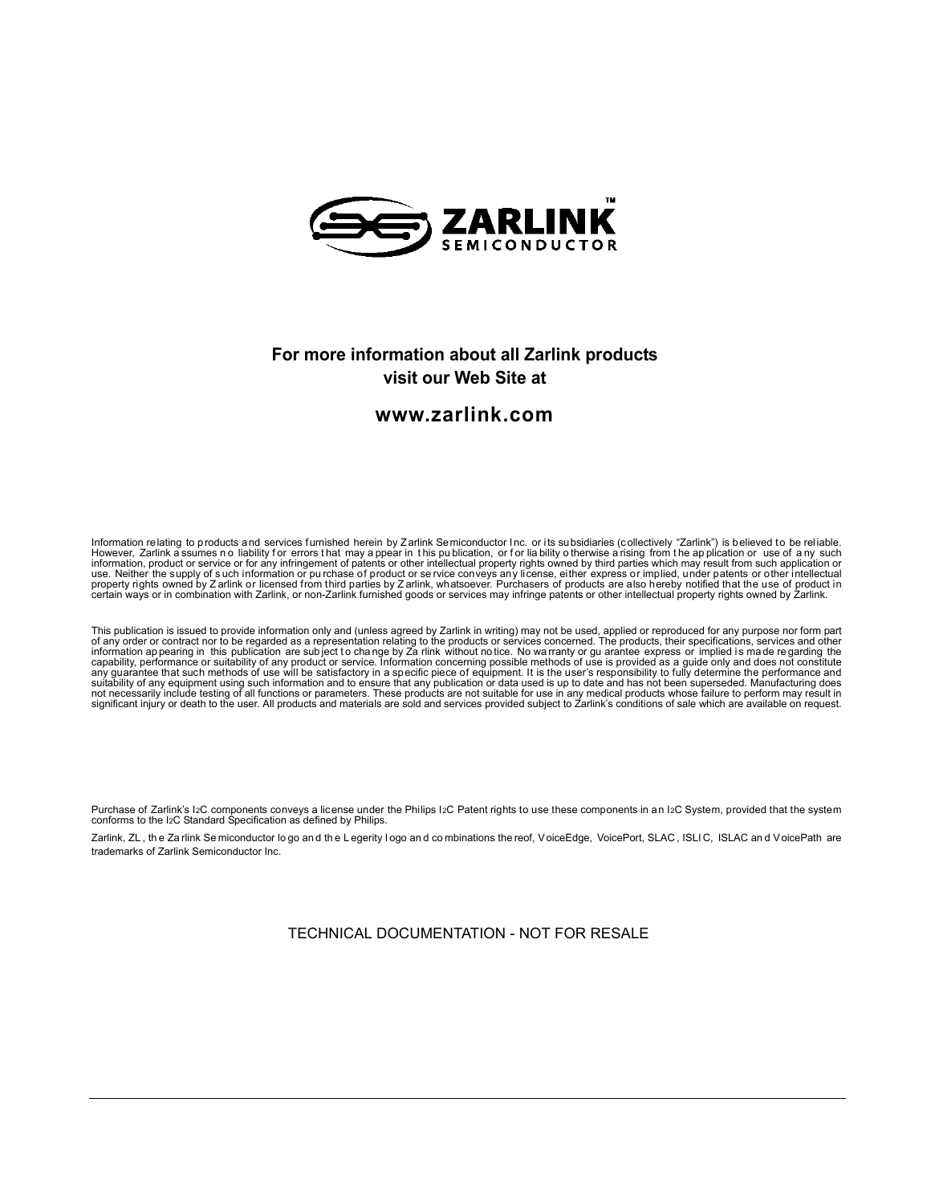**For more information about all Zarlink products visit our Web Site at**

## www.zarlink.com

Information relating to products and services furnished herein by Zarlink Semiconductor Inc. or its subsidiaries (collectively "Zarlink") is believed to be reliable. However, Zarlink assumes no liability for errors that may appear in this publication, or for liability otherwise arising from the application or use of any such information, product or service or for any infringement of patents or other intellectual property rights owned by third parties which may result from such application or use. Neither the supply of such information or purchase of product or service conveys any license, either express or implied, under patents or other intellectual property rights owned by Zarlink or licensed from third parties by Zarlink, whatsoever. Purchasers of products are also hereby notified that the use of product in certain ways or in combination with Zarlink, or non-Zarlink furnished goods or services may infringe patents or other intellectual property rights owned by Zarlink.

This publication is issued to provide information only and (unless agreed by Zarlink in writing) may not be used, applied or reproduced for any purpose nor form part of any order or contract nor to be regarded as a representation relating to the products or services concerned. The products, their specifications, services and other information appearing in this publication are subject to change by Zarlink without notice. No warranty or guarantee express or implied is made regarding the capability, performance or suitability of any product or service. Information concerning possible methods of use is provided as a guide only and does not constitute any guarantee that such methods of use will be satisfactory in a specific piece of equipment. It is the user's responsibility to fully determine the performance and suitability of any equipment using such information and to ensure that any publication or data used is up to date and has not been superseded. Manufacturing does not necessarily include testing of all functions or parameters. These products are not suitable for use in any medical products whose failure to perform may result in significant injury or death to the user. All products and materials are sold and services provided subject to Zarlink's conditions of sale which are available on request.

Purchase of Zarlink's I2C components conveys a license under the Philips I2C Patent rights to use these components in an I2C System, provided that the system conforms to the I2C Standard Specification as defined by Philips.

Zarlink, ZL, the Zarlink Semiconductor logo and the Legerity logo and combinations thereof, VoiceEdge, VoicePort, SLAC, ISLIC, ISLAC and VoicePath are trademarks of Zarlink Semiconductor Inc.

TECHNICAL DOCUMENTATION - NOT FOR RESALE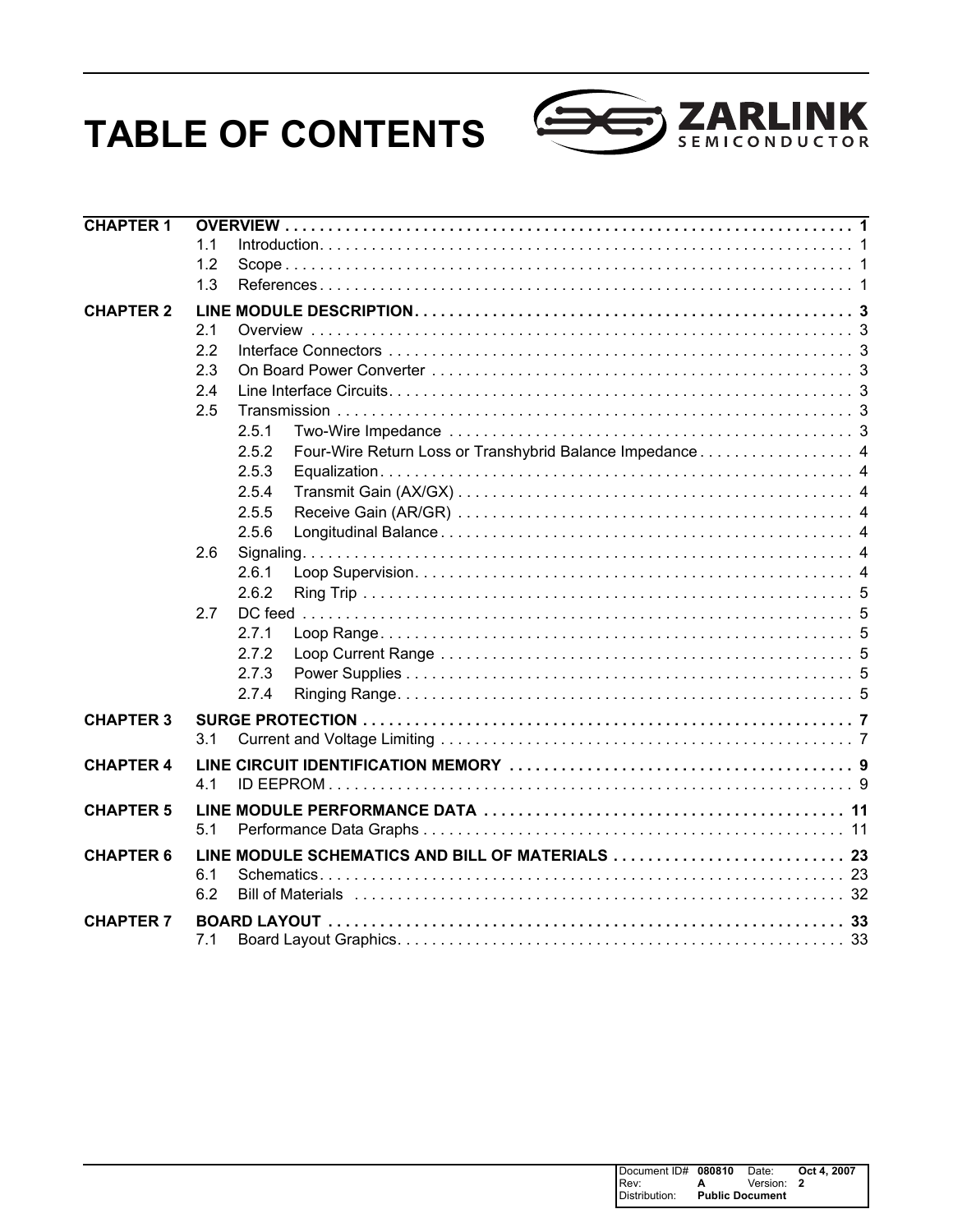# TABLE OF CONTENTS

| | | | | |
|---|---|---|---|---|
| **CHAPTER 1** | **OVERVIEW** | | | **1** |
| | 1.1 | Introduction | | 1 |
| | 1.2 | Scope | | 1 |
| | 1.3 | References | | 1 |
| **CHAPTER 2** | **LINE MODULE DESCRIPTION** | | | **3** |
| | 2.1 | Overview | | 3 |
| | 2.2 | Interface Connectors | | 3 |
| | 2.3 | On Board Power Converter | | 3 |
| | 2.4 | Line Interface Circuits | | 3 |
| | 2.5 | Transmission | | 3 |
| | | 2.5.1 | Two-Wire Impedance | 3 |
| | | 2.5.2 | Four-Wire Return Loss or Transhybrid Balance Impedance | 4 |
| | | 2.5.3 | Equalization | 4 |
| | | 2.5.4 | Transmit Gain (AX/GX) | 4 |
| | | 2.5.5 | Receive Gain (AR/GR) | 4 |
| | | 2.5.6 | Longitudinal Balance | 4 |
| | 2.6 | Signaling | | 4 |
| | | 2.6.1 | Loop Supervision | 4 |
| | | 2.6.2 | Ring Trip | 5 |
| | 2.7 | DC feed | | 5 |
| | | 2.7.1 | Loop Range | 5 |
| | | 2.7.2 | Loop Current Range | 5 |
| | | 2.7.3 | Power Supplies | 5 |
| | | 2.7.4 | Ringing Range | 5 |
| **CHAPTER 3** | **SURGE PROTECTION** | | | **7** |
| | 3.1 | Current and Voltage Limiting | | 7 |
| **CHAPTER 4** | **LINE CIRCUIT IDENTIFICATION MEMORY** | | | **9** |
| | 4.1 | ID EEPROM | | 9 |
| **CHAPTER 5** | **LINE MODULE PERFORMANCE DATA** | | | **11** |
| | 5.1 | Performance Data Graphs | | 11 |
| **CHAPTER 6** | **LINE MODULE SCHEMATICS AND BILL OF MATERIALS** | | | **23** |
| | 6.1 | Schematics | | 23 |
| | 6.2 | Bill of Materials | | 32 |
| **CHAPTER 7** | **BOARD LAYOUT** | | | **33** |
| | 7.1 | Board Layout Graphics | | 33 |

| | | | |
|---|---|---|---|
| Document ID# | **080810** | Date: | **Oct 4, 2007** |
| Rev: | **A** | Version: | **2** |
| Distribution: | **Public Document** | | |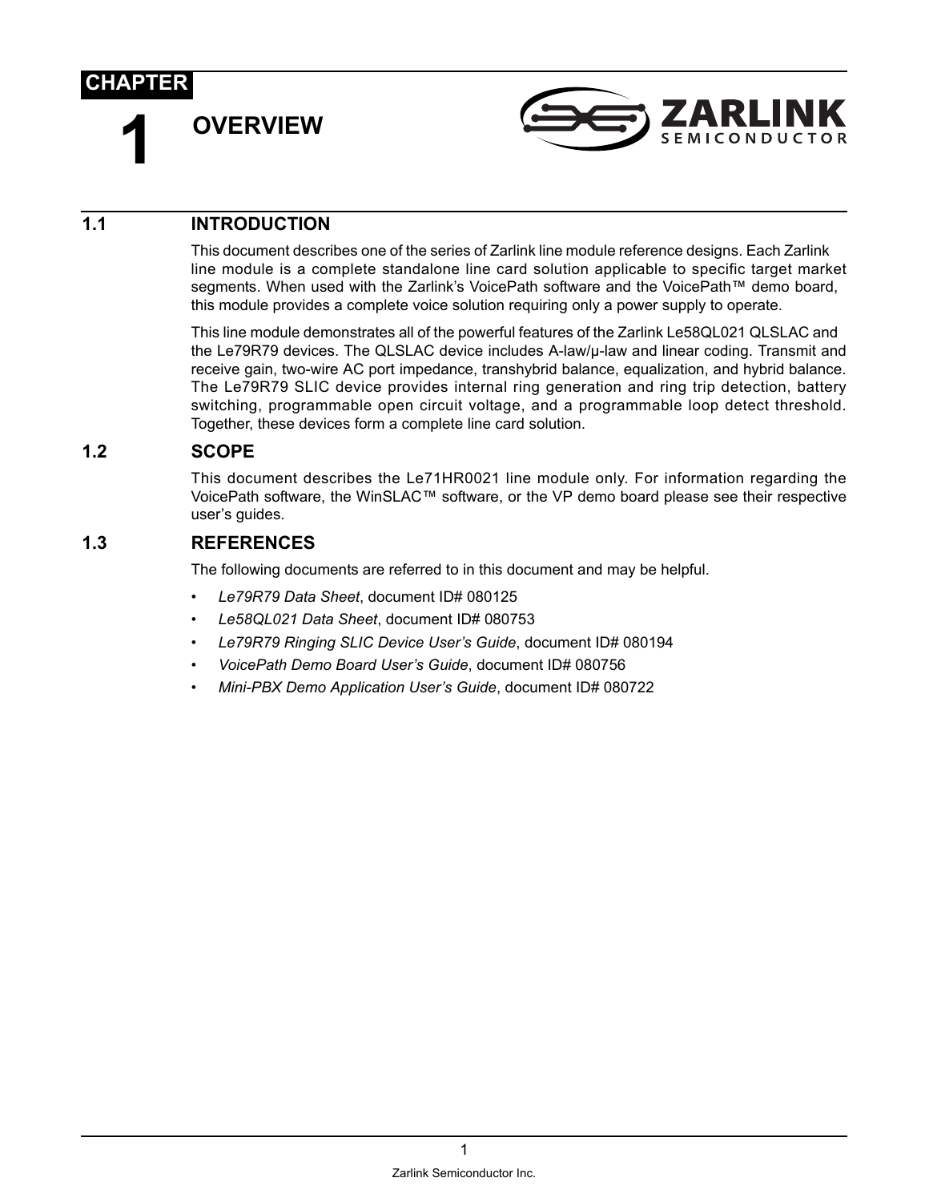# CHAPTER 1 OVERVIEW

## 1.1 INTRODUCTION

This document describes one of the series of Zarlink line module reference designs. Each Zarlink line module is a complete standalone line card solution applicable to specific target market segments. When used with the Zarlink's VoicePath software and the VoicePath™ demo board, this module provides a complete voice solution requiring only a power supply to operate.

This line module demonstrates all of the powerful features of the Zarlink Le58QL021 QLSLAC and the Le79R79 devices. The QLSLAC device includes A-law/μ-law and linear coding. Transmit and receive gain, two-wire AC port impedance, transhybrid balance, equalization, and hybrid balance. The Le79R79 SLIC device provides internal ring generation and ring trip detection, battery switching, programmable open circuit voltage, and a programmable loop detect threshold. Together, these devices form a complete line card solution.

## 1.2 SCOPE

This document describes the Le71HR0021 line module only. For information regarding the VoicePath software, the WinSLAC™ software, or the VP demo board please see their respective user's guides.

## 1.3 REFERENCES

The following documents are referred to in this document and may be helpful.

- *Le79R79 Data Sheet*, document ID# 080125
- *Le58QL021 Data Sheet*, document ID# 080753
- *Le79R79 Ringing SLIC Device User's Guide*, document ID# 080194
- *VoicePath Demo Board User's Guide*, document ID# 080756
- *Mini-PBX Demo Application User's Guide*, document ID# 080722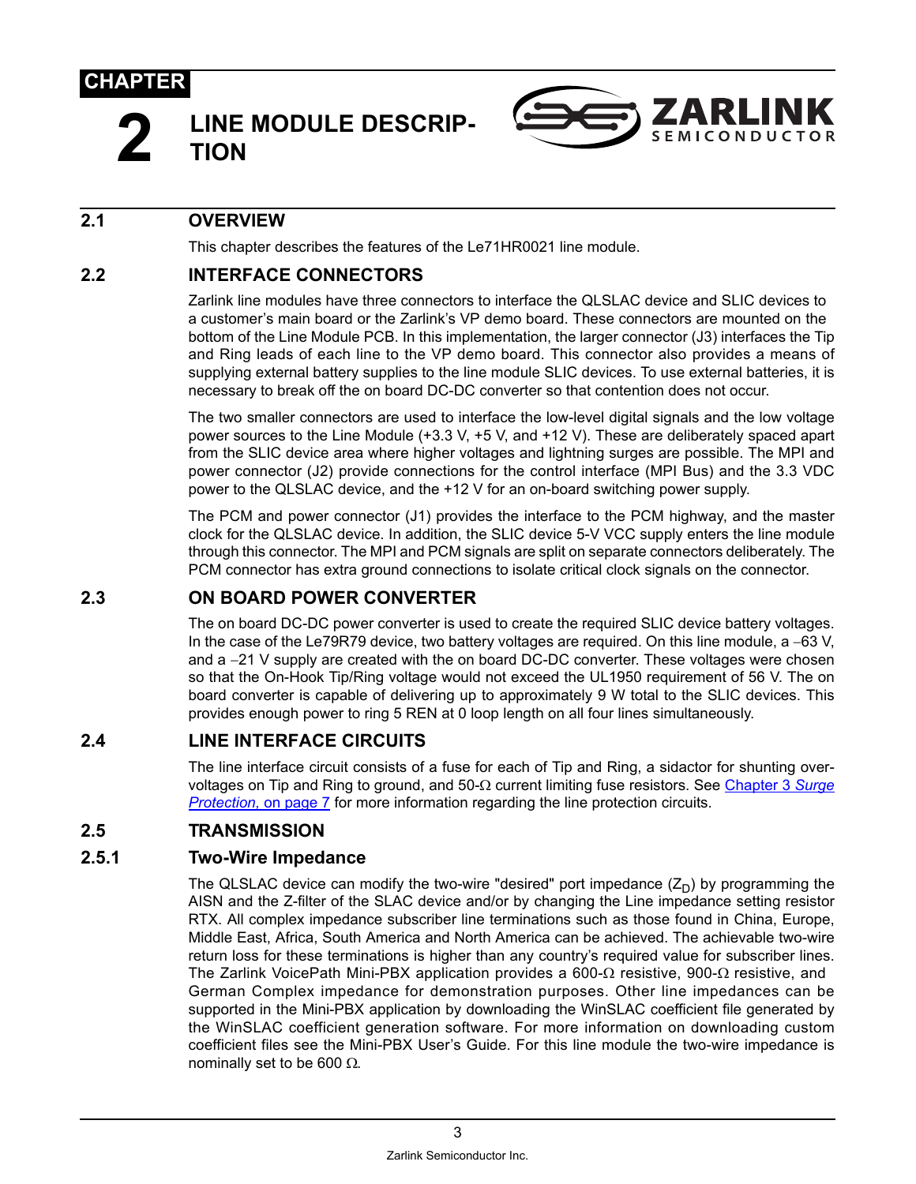CHAPTER

# 2 LINE MODULE DESCRIPTION

## 2.1 OVERVIEW

This chapter describes the features of the Le71HR0021 line module.

## 2.2 INTERFACE CONNECTORS

Zarlink line modules have three connectors to interface the QLSLAC device and SLIC devices to a customer's main board or the Zarlink's VP demo board. These connectors are mounted on the bottom of the Line Module PCB. In this implementation, the larger connector (J3) interfaces the Tip and Ring leads of each line to the VP demo board. This connector also provides a means of supplying external battery supplies to the line module SLIC devices. To use external batteries, it is necessary to break off the on board DC-DC converter so that contention does not occur.

The two smaller connectors are used to interface the low-level digital signals and the low voltage power sources to the Line Module (+3.3 V, +5 V, and +12 V). These are deliberately spaced apart from the SLIC device area where higher voltages and lightning surges are possible. The MPI and power connector (J2) provide connections for the control interface (MPI Bus) and the 3.3 VDC power to the QLSLAC device, and the +12 V for an on-board switching power supply.

The PCM and power connector (J1) provides the interface to the PCM highway, and the master clock for the QLSLAC device. In addition, the SLIC device 5-V VCC supply enters the line module through this connector. The MPI and PCM signals are split on separate connectors deliberately. The PCM connector has extra ground connections to isolate critical clock signals on the connector.

## 2.3 ON BOARD POWER CONVERTER

The on board DC-DC power converter is used to create the required SLIC device battery voltages. In the case of the Le79R79 device, two battery voltages are required. On this line module, a –63 V, and a –21 V supply are created with the on board DC-DC converter. These voltages were chosen so that the On-Hook Tip/Ring voltage would not exceed the UL1950 requirement of 56 V. The on board converter is capable of delivering up to approximately 9 W total to the SLIC devices. This provides enough power to ring 5 REN at 0 loop length on all four lines simultaneously.

## 2.4 LINE INTERFACE CIRCUITS

The line interface circuit consists of a fuse for each of Tip and Ring, a sidactor for shunting over-voltages on Tip and Ring to ground, and 50-Ω current limiting fuse resistors. See Chapter 3 *Surge Protection,* on page 7 for more information regarding the line protection circuits.

## 2.5 TRANSMISSION

### 2.5.1 Two-Wire Impedance

The QLSLAC device can modify the two-wire "desired" port impedance ($Z_D$) by programming the AISN and the Z-filter of the SLAC device and/or by changing the Line impedance setting resistor RTX. All complex impedance subscriber line terminations such as those found in China, Europe, Middle East, Africa, South America and North America can be achieved. The achievable two-wire return loss for these terminations is higher than any country's required value for subscriber lines. The Zarlink VoicePath Mini-PBX application provides a 600-Ω resistive, 900-Ω resistive, and German Complex impedance for demonstration purposes. Other line impedances can be supported in the Mini-PBX application by downloading the WinSLAC coefficient file generated by the WinSLAC coefficient generation software. For more information on downloading custom coefficient files see the Mini-PBX User's Guide. For this line module the two-wire impedance is nominally set to be 600 Ω.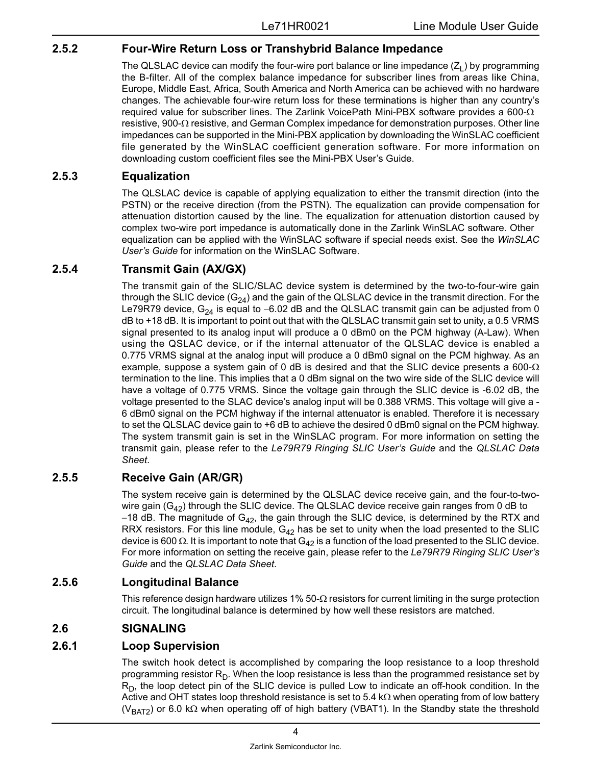### 2.5.2 Four-Wire Return Loss or Transhybrid Balance Impedance

The QLSLAC device can modify the four-wire port balance or line impedance ($Z_L$) by programming the B-filter. All of the complex balance impedance for subscriber lines from areas like China, Europe, Middle East, Africa, South America and North America can be achieved with no hardware changes. The achievable four-wire return loss for these terminations is higher than any country's required value for subscriber lines. The Zarlink VoicePath Mini-PBX software provides a 600-Ω resistive, 900-Ω resistive, and German Complex impedance for demonstration purposes. Other line impedances can be supported in the Mini-PBX application by downloading the WinSLAC coefficient file generated by the WinSLAC coefficient generation software. For more information on downloading custom coefficient files see the Mini-PBX User's Guide.

### 2.5.3 Equalization

The QLSLAC device is capable of applying equalization to either the transmit direction (into the PSTN) or the receive direction (from the PSTN). The equalization can provide compensation for attenuation distortion caused by the line. The equalization for attenuation distortion caused by complex two-wire port impedance is automatically done in the Zarlink WinSLAC software. Other equalization can be applied with the WinSLAC software if special needs exist. See the *WinSLAC User's Guide* for information on the WinSLAC Software.

### 2.5.4 Transmit Gain (AX/GX)

The transmit gain of the SLIC/SLAC device system is determined by the two-to-four-wire gain through the SLIC device ($G_{24}$) and the gain of the QLSLAC device in the transmit direction. For the Le79R79 device, $G_{24}$ is equal to −6.02 dB and the QLSLAC transmit gain can be adjusted from 0 dB to +18 dB. It is important to point out that with the QLSLAC transmit gain set to unity, a 0.5 VRMS signal presented to its analog input will produce a 0 dBm0 on the PCM highway (A-Law). When using the QSLAC device, or if the internal attenuator of the QLSLAC device is enabled a 0.775 VRMS signal at the analog input will produce a 0 dBm0 signal on the PCM highway. As an example, suppose a system gain of 0 dB is desired and that the SLIC device presents a 600-Ω termination to the line. This implies that a 0 dBm signal on the two wire side of the SLIC device will have a voltage of 0.775 VRMS. Since the voltage gain through the SLIC device is -6.02 dB, the voltage presented to the SLAC device's analog input will be 0.388 VRMS. This voltage will give a -6 dBm0 signal on the PCM highway if the internal attenuator is enabled. Therefore it is necessary to set the QLSLAC device gain to +6 dB to achieve the desired 0 dBm0 signal on the PCM highway. The system transmit gain is set in the WinSLAC program. For more information on setting the transmit gain, please refer to the *Le79R79 Ringing SLIC User's Guide* and the *QLSLAC Data Sheet*.

### 2.5.5 Receive Gain (AR/GR)

The system receive gain is determined by the QLSLAC device receive gain, and the four-to-two-wire gain ($G_{42}$) through the SLIC device. The QLSLAC device receive gain ranges from 0 dB to −18 dB. The magnitude of $G_{42}$, the gain through the SLIC device, is determined by the RTX and RRX resistors. For this line module, $G_{42}$ has be set to unity when the load presented to the SLIC device is 600 Ω. It is important to note that $G_{42}$ is a function of the load presented to the SLIC device. For more information on setting the receive gain, please refer to the *Le79R79 Ringing SLIC User's Guide* and the *QLSLAC Data Sheet*.

### 2.5.6 Longitudinal Balance

This reference design hardware utilizes 1% 50-Ω resistors for current limiting in the surge protection circuit. The longitudinal balance is determined by how well these resistors are matched.

## 2.6 SIGNALING

### 2.6.1 Loop Supervision

The switch hook detect is accomplished by comparing the loop resistance to a loop threshold programming resistor $R_D$. When the loop resistance is less than the programmed resistance set by $R_D$, the loop detect pin of the SLIC device is pulled Low to indicate an off-hook condition. In the Active and OHT states loop threshold resistance is set to 5.4 kΩ when operating from of low battery ($V_{BAT2}$) or 6.0 kΩ when operating off of high battery (VBAT1). In the Standby state the threshold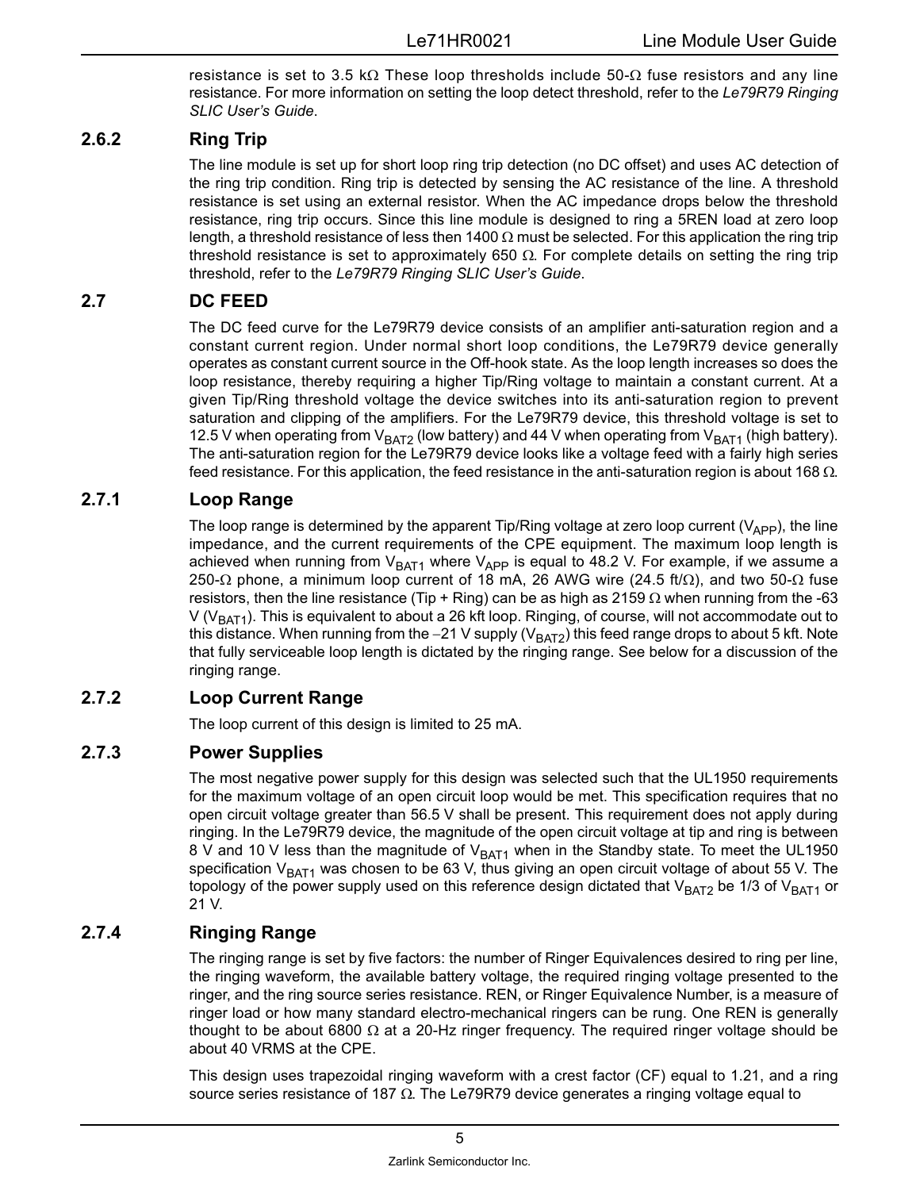resistance is set to 3.5 kΩ These loop thresholds include 50-Ω fuse resistors and any line resistance. For more information on setting the loop detect threshold, refer to the *Le79R79 Ringing SLIC User's Guide*.

### 2.6.2 Ring Trip

The line module is set up for short loop ring trip detection (no DC offset) and uses AC detection of the ring trip condition. Ring trip is detected by sensing the AC resistance of the line. A threshold resistance is set using an external resistor. When the AC impedance drops below the threshold resistance, ring trip occurs. Since this line module is designed to ring a 5REN load at zero loop length, a threshold resistance of less then 1400 Ω must be selected. For this application the ring trip threshold resistance is set to approximately 650 Ω. For complete details on setting the ring trip threshold, refer to the *Le79R79 Ringing SLIC User's Guide*.

## 2.7 DC FEED

The DC feed curve for the Le79R79 device consists of an amplifier anti-saturation region and a constant current region. Under normal short loop conditions, the Le79R79 device generally operates as constant current source in the Off-hook state. As the loop length increases so does the loop resistance, thereby requiring a higher Tip/Ring voltage to maintain a constant current. At a given Tip/Ring threshold voltage the device switches into its anti-saturation region to prevent saturation and clipping of the amplifiers. For the Le79R79 device, this threshold voltage is set to 12.5 V when operating from $V_{BAT2}$ (low battery) and 44 V when operating from $V_{BAT1}$ (high battery). The anti-saturation region for the Le79R79 device looks like a voltage feed with a fairly high series feed resistance. For this application, the feed resistance in the anti-saturation region is about 168 Ω.

### 2.7.1 Loop Range

The loop range is determined by the apparent Tip/Ring voltage at zero loop current ($V_{APP}$), the line impedance, and the current requirements of the CPE equipment. The maximum loop length is achieved when running from $V_{BAT1}$ where $V_{APP}$ is equal to 48.2 V. For example, if we assume a 250-Ω phone, a minimum loop current of 18 mA, 26 AWG wire (24.5 ft/Ω), and two 50-Ω fuse resistors, then the line resistance (Tip + Ring) can be as high as 2159 Ω when running from the -63 V ($V_{BAT1}$). This is equivalent to about a 26 kft loop. Ringing, of course, will not accommodate out to this distance. When running from the −21 V supply ($V_{BAT2}$) this feed range drops to about 5 kft. Note that fully serviceable loop length is dictated by the ringing range. See below for a discussion of the ringing range.

### 2.7.2 Loop Current Range

The loop current of this design is limited to 25 mA.

### 2.7.3 Power Supplies

The most negative power supply for this design was selected such that the UL1950 requirements for the maximum voltage of an open circuit loop would be met. This specification requires that no open circuit voltage greater than 56.5 V shall be present. This requirement does not apply during ringing. In the Le79R79 device, the magnitude of the open circuit voltage at tip and ring is between 8 V and 10 V less than the magnitude of $V_{BAT1}$ when in the Standby state. To meet the UL1950 specification $V_{BAT1}$ was chosen to be 63 V, thus giving an open circuit voltage of about 55 V. The topology of the power supply used on this reference design dictated that $V_{BAT2}$ be 1/3 of $V_{BAT1}$ or 21 V.

### 2.7.4 Ringing Range

The ringing range is set by five factors: the number of Ringer Equivalences desired to ring per line, the ringing waveform, the available battery voltage, the required ringing voltage presented to the ringer, and the ring source series resistance. REN, or Ringer Equivalence Number, is a measure of ringer load or how many standard electro-mechanical ringers can be rung. One REN is generally thought to be about 6800 Ω at a 20-Hz ringer frequency. The required ringer voltage should be about 40 VRMS at the CPE.

This design uses trapezoidal ringing waveform with a crest factor (CF) equal to 1.21, and a ring source series resistance of 187 Ω. The Le79R79 device generates a ringing voltage equal to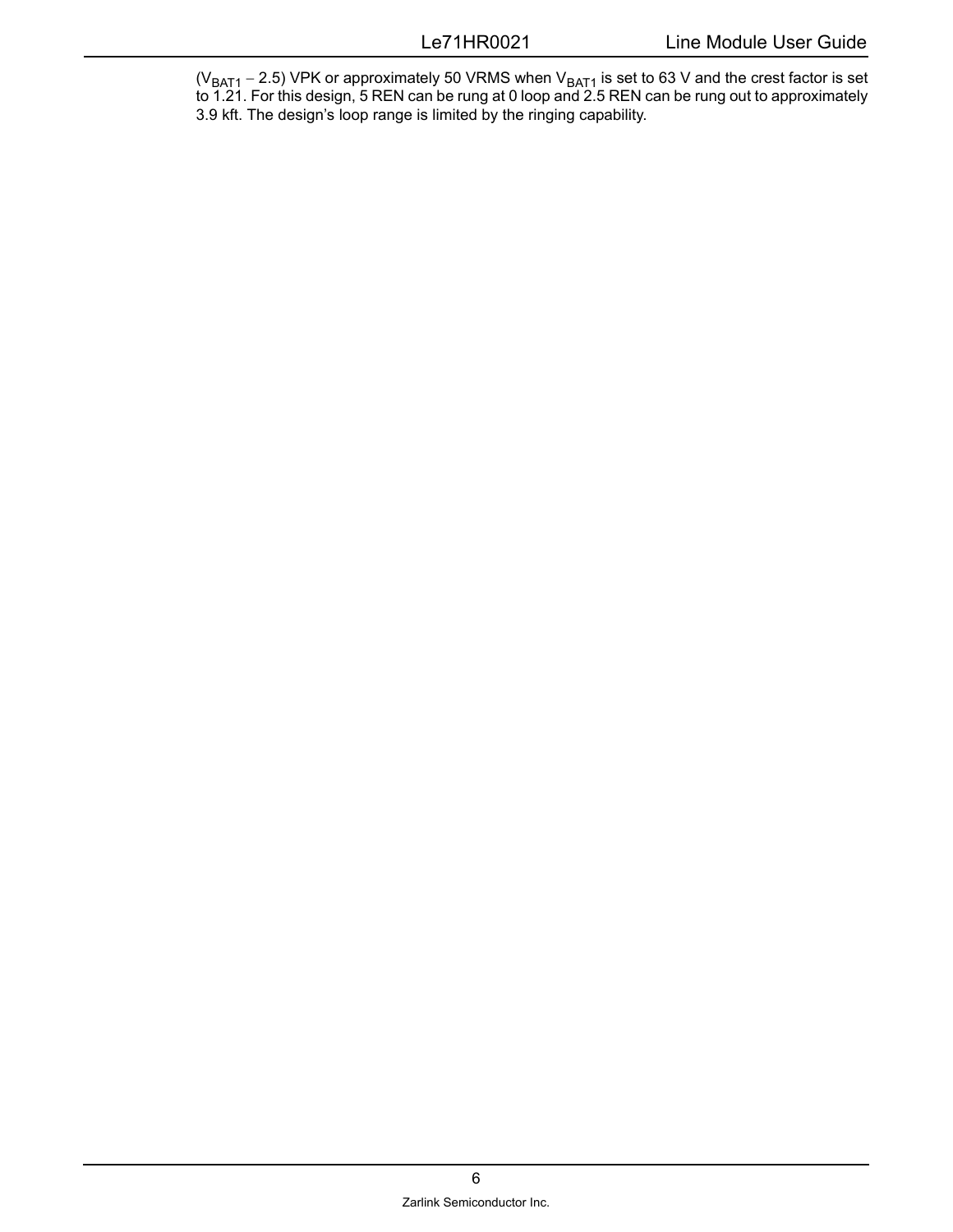($V_{BAT1}$ − 2.5) VPK or approximately 50 VRMS when $V_{BAT1}$ is set to 63 V and the crest factor is set to 1.21. For this design, 5 REN can be rung at 0 loop and 2.5 REN can be rung out to approximately 3.9 kft. The design's loop range is limited by the ringing capability.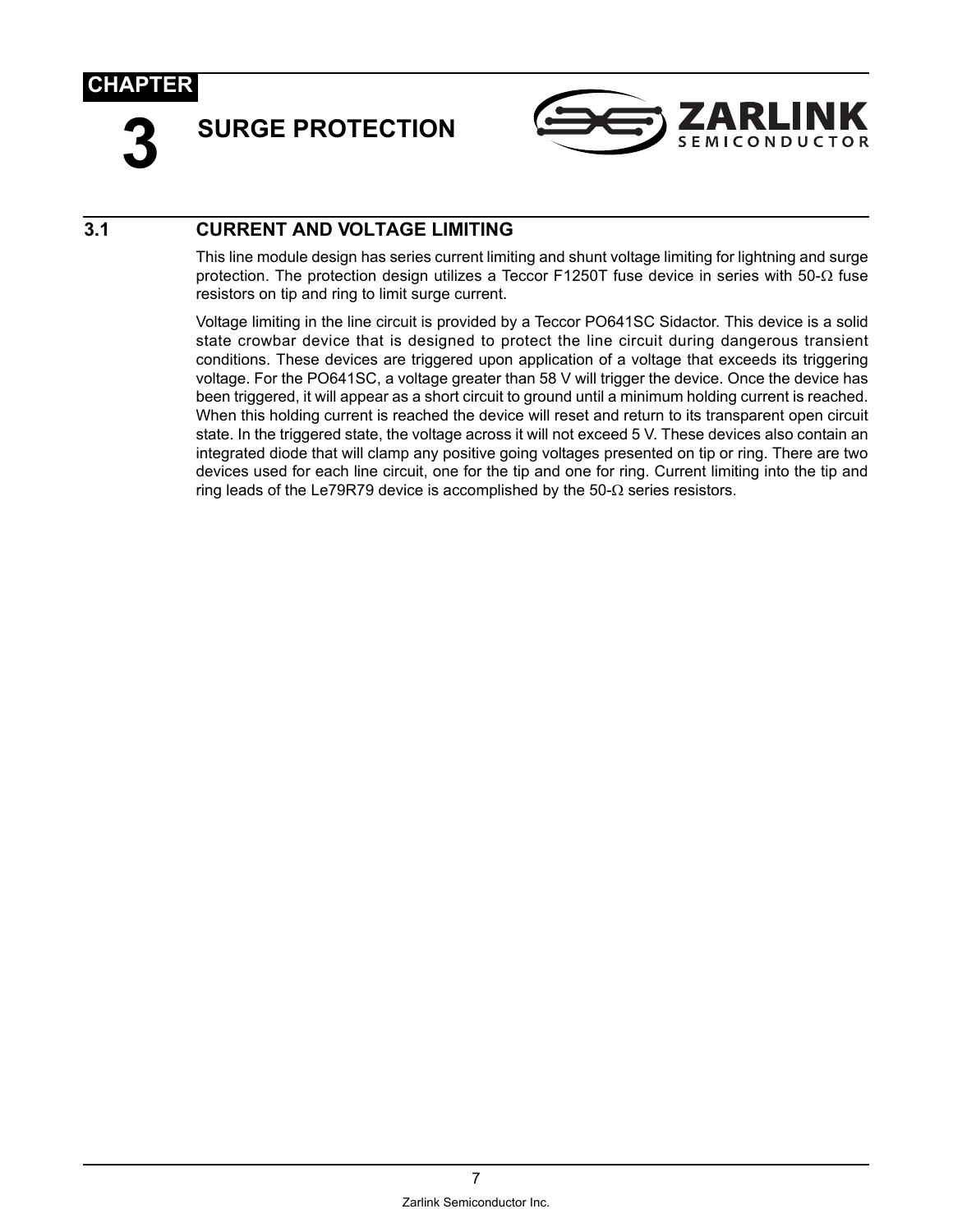# CHAPTER 3 SURGE PROTECTION

## 3.1 CURRENT AND VOLTAGE LIMITING

This line module design has series current limiting and shunt voltage limiting for lightning and surge protection. The protection design utilizes a Teccor F1250T fuse device in series with 50-Ω fuse resistors on tip and ring to limit surge current.

Voltage limiting in the line circuit is provided by a Teccor PO641SC Sidactor. This device is a solid state crowbar device that is designed to protect the line circuit during dangerous transient conditions. These devices are triggered upon application of a voltage that exceeds its triggering voltage. For the PO641SC, a voltage greater than 58 V will trigger the device. Once the device has been triggered, it will appear as a short circuit to ground until a minimum holding current is reached. When this holding current is reached the device will reset and return to its transparent open circuit state. In the triggered state, the voltage across it will not exceed 5 V. These devices also contain an integrated diode that will clamp any positive going voltages presented on tip or ring. There are two devices used for each line circuit, one for the tip and one for ring. Current limiting into the tip and ring leads of the Le79R79 device is accomplished by the 50-Ω series resistors.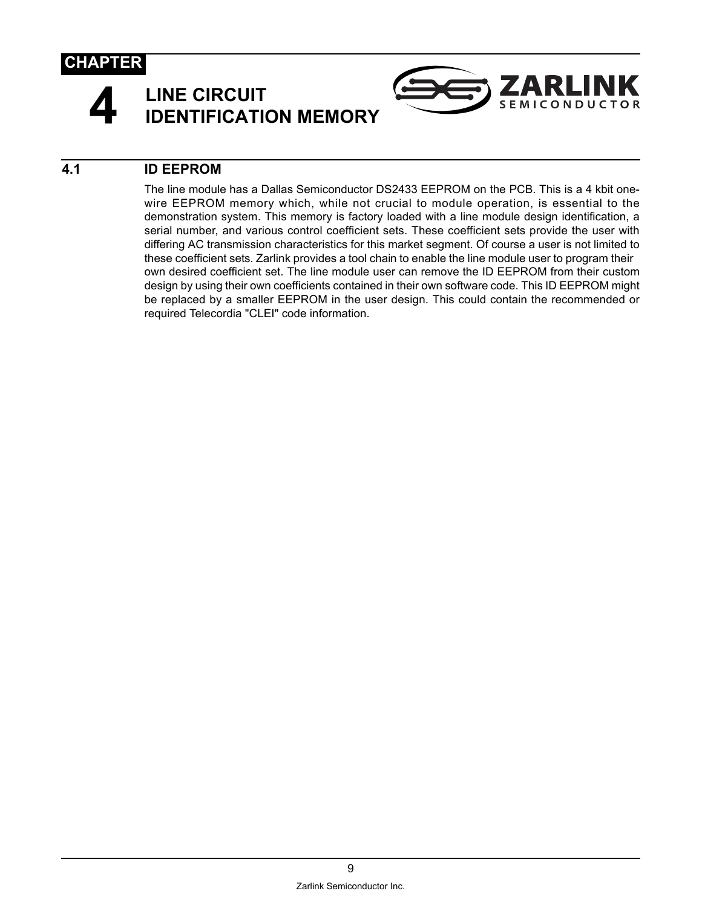# CHAPTER 4 LINE CIRCUIT IDENTIFICATION MEMORY

## 4.1 ID EEPROM

The line module has a Dallas Semiconductor DS2433 EEPROM on the PCB. This is a 4 kbit one-wire EEPROM memory which, while not crucial to module operation, is essential to the demonstration system. This memory is factory loaded with a line module design identification, a serial number, and various control coefficient sets. These coefficient sets provide the user with differing AC transmission characteristics for this market segment. Of course a user is not limited to these coefficient sets. Zarlink provides a tool chain to enable the line module user to program their own desired coefficient set. The line module user can remove the ID EEPROM from their custom design by using their own coefficients contained in their own software code. This ID EEPROM might be replaced by a smaller EEPROM in the user design. This could contain the recommended or required Telecordia "CLEI" code information.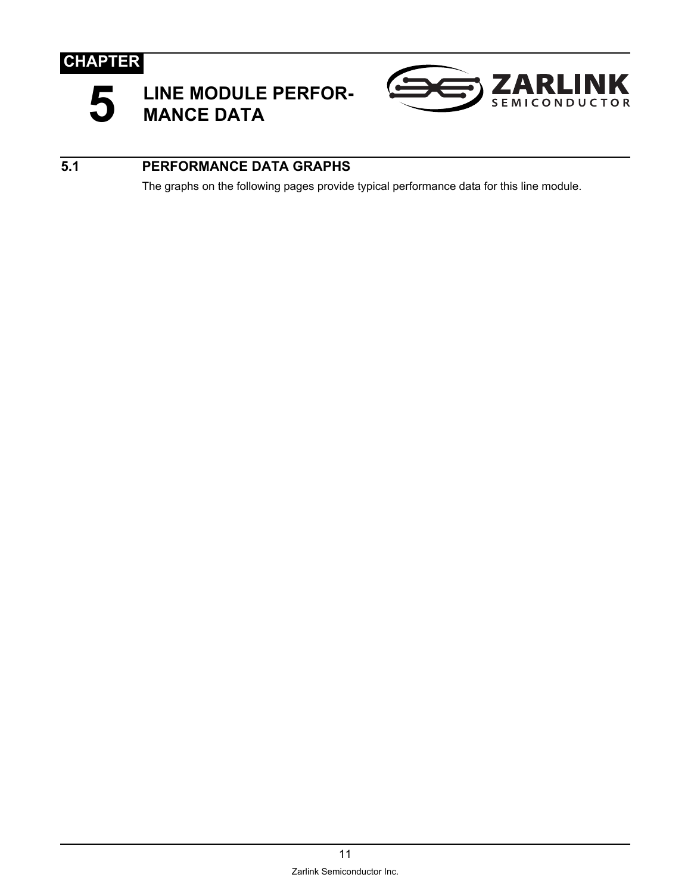CHAPTER

# 5 LINE MODULE PERFORMANCE DATA

## 5.1 PERFORMANCE DATA GRAPHS

The graphs on the following pages provide typical performance data for this line module.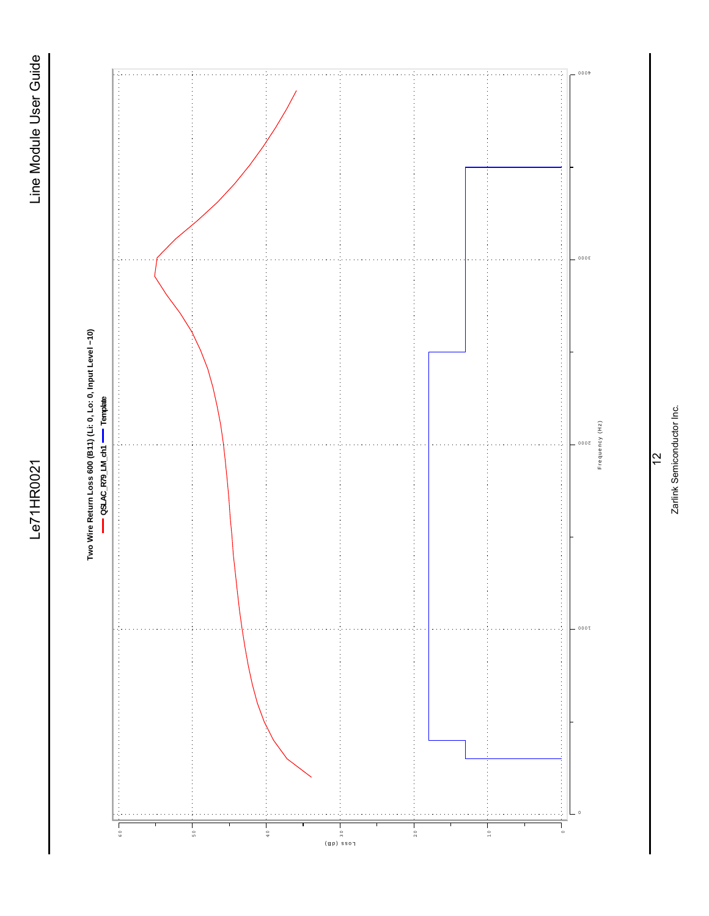**Two Wire Return Loss 600 (B11) (Li: 0, Lo: 0, Input Level −10)**

— QSLAC_R79_LM_ch1 — Template

Loss (dB)

Frequency (Hz)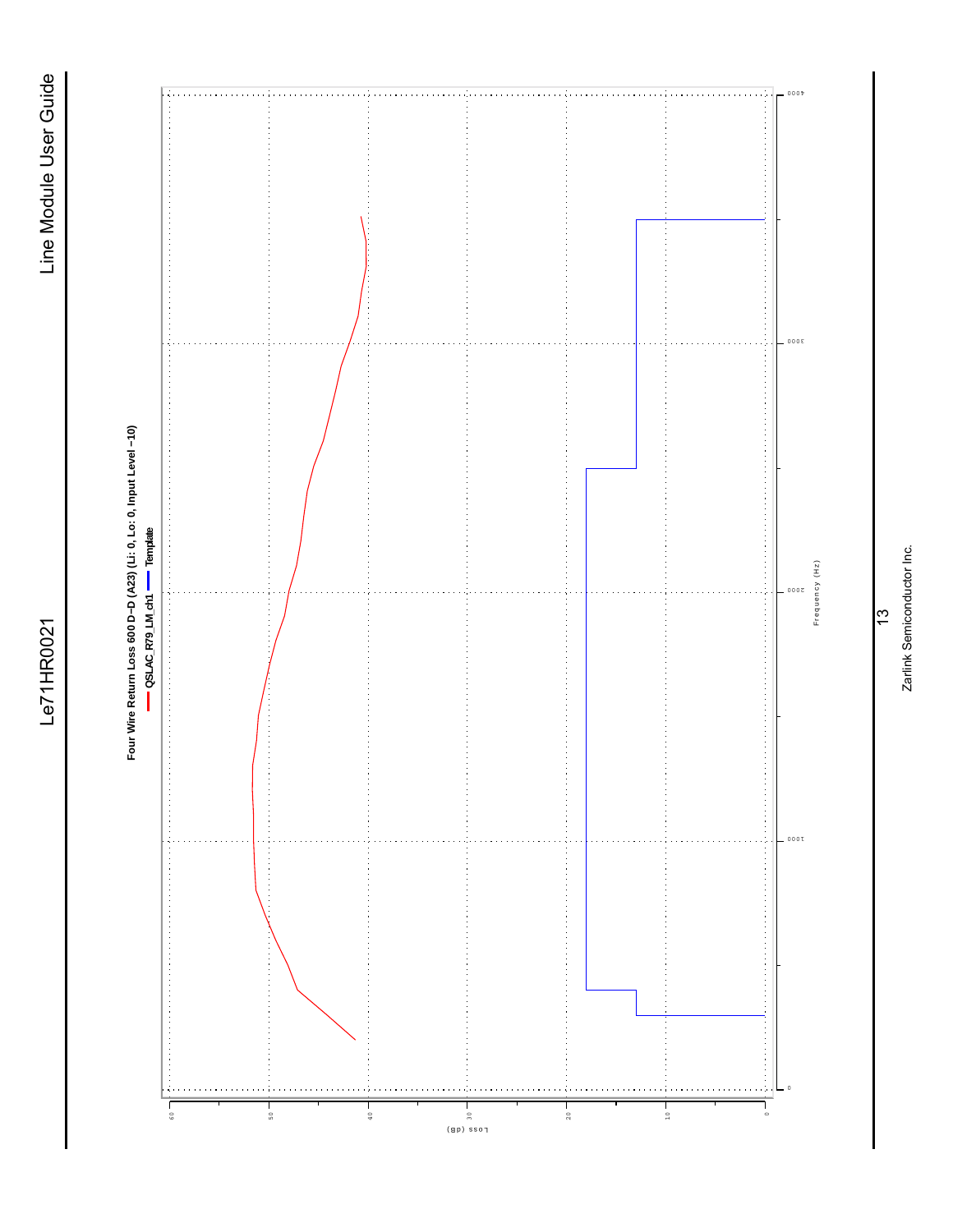**Four Wire Return Loss 600 D−D (A23) (Li: 0, Lo: 0, Input Level −10)**

— QSLAC_R79_LM_ch1 — Template

Loss (dB)

60 50 40 30 20 10 0

Frequency (Hz)

0 1000 2000 3000 4000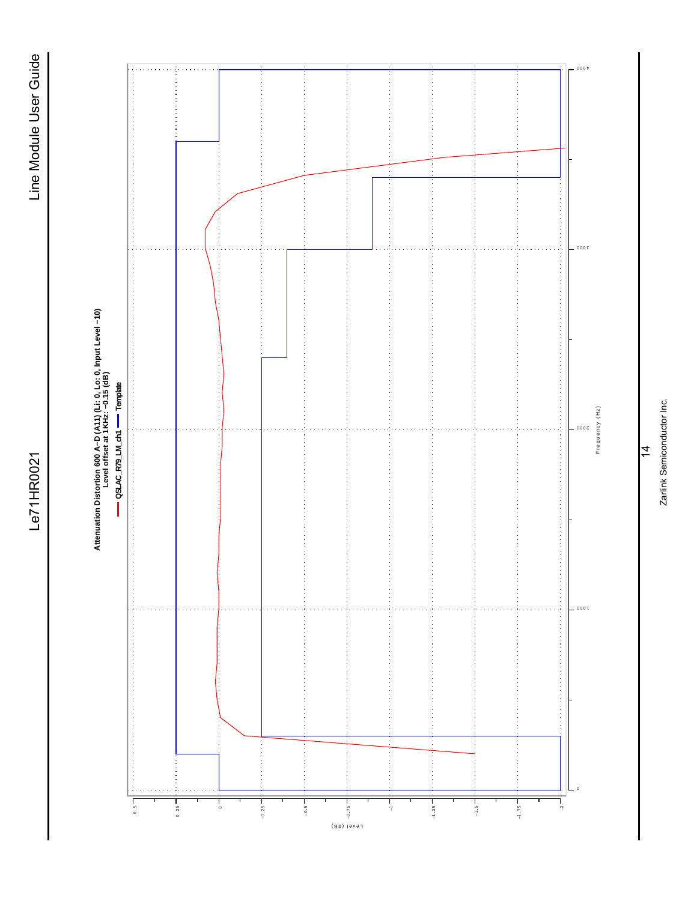Attenuation Distortion 600 A–D (A11) (Li: 0, Lo: 0, Input Level –10)
Level offset at 1KHz: –0.15 (dB)

QSLAC_R79_LM_ch1 — Template

Level (dB)

Frequency (Hz)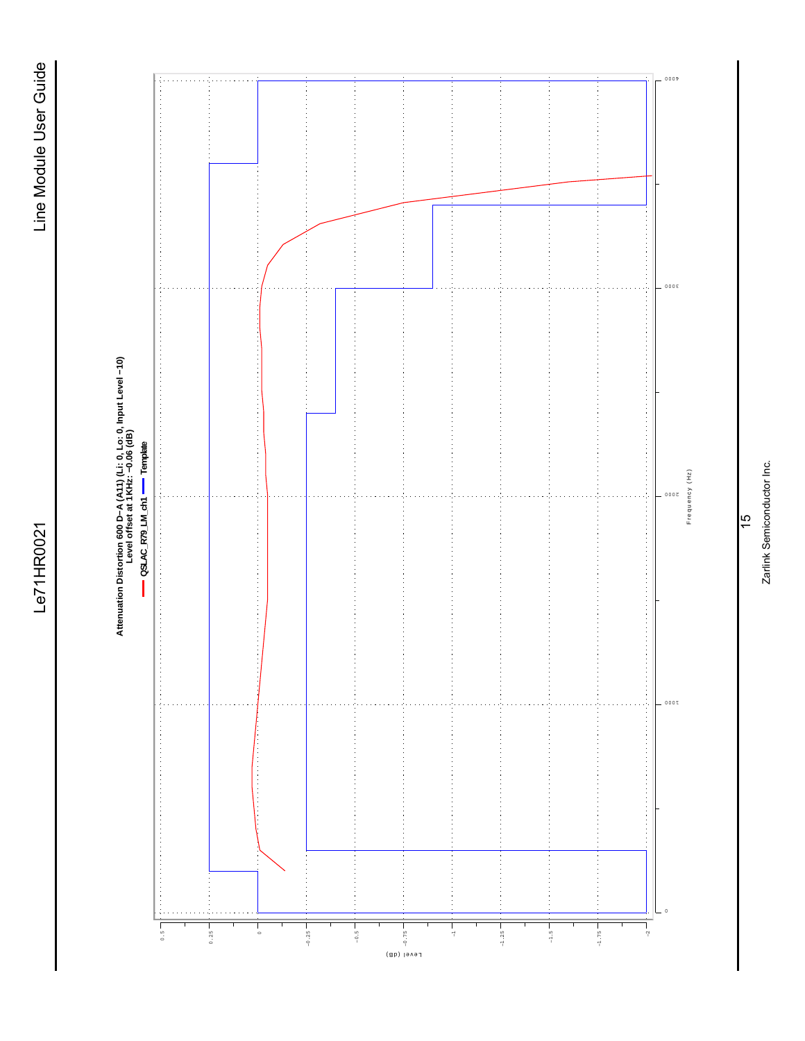Attenuation Distortion 600 D−A (A11) (Li: 0, Lo: 0, Input Level −10)
Level offset at 1KHz: −0.06 (dB)

QSLAC_R79_LM_ch1 — Template

Level (dB)

0.5, 0.25, 0, −0.25, −0.5, −0.75, −1, −1.25, −1.5, −1.75, −2

Frequency (Hz)

0, 1000, 2000, 3000, 4000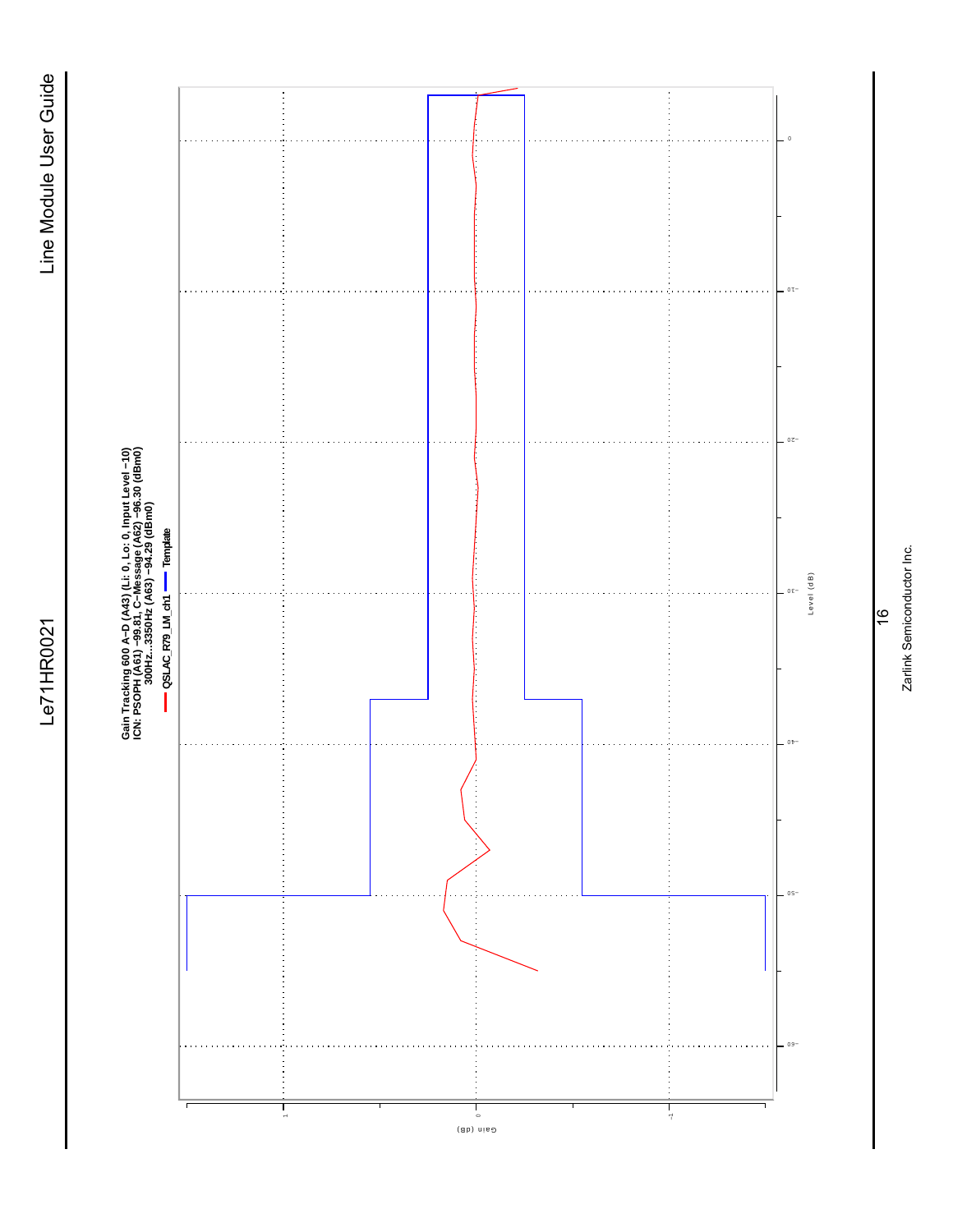Gain Tracking 600 A–D (A43) (Li: 0, Lo: 0, Input Level −10)
ICN: PSOPH (A61) −99.81, C−Message (A62) −96.30 (dBm0)
300Hz...3350Hz (A63) −94.29 (dBm0)

QSLAC_R79_LM_ch1 — Template

Gain (dB): 1, 0, -1

Level (dB): 0, -10, -20, -30, -40, -50, -60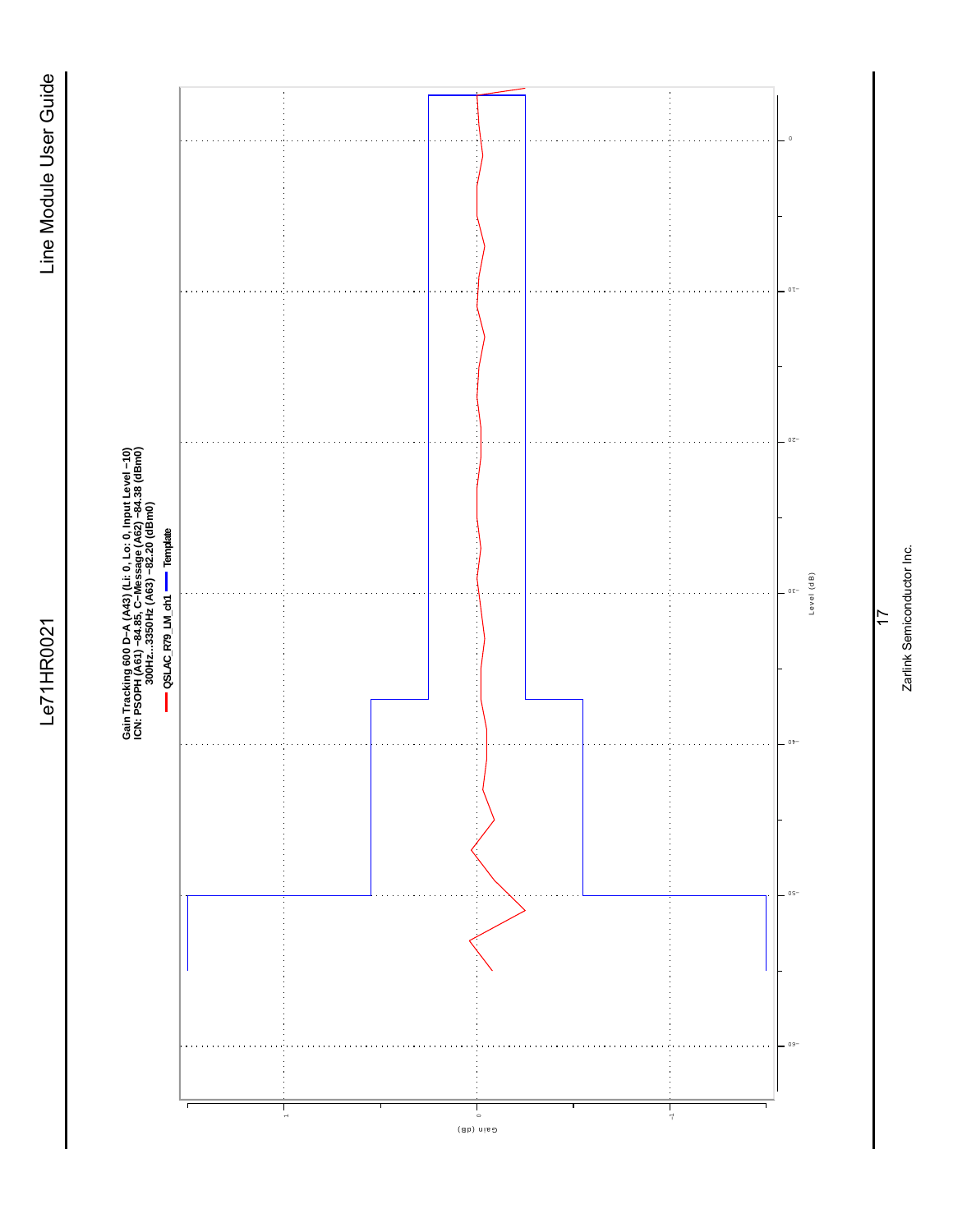Gain Tracking 600 D–A (A43) (Li: 0, Lo: 0, Input Level −10)
ICN: PSOPH (A61) −84.85, C−Message (A62) −84.38 (dBm0)
300Hz...3350Hz (A63) −82.20 (dBm0)

QSLAC_R79_LM_ch1 — Template

Gain (dB)

Level (dB)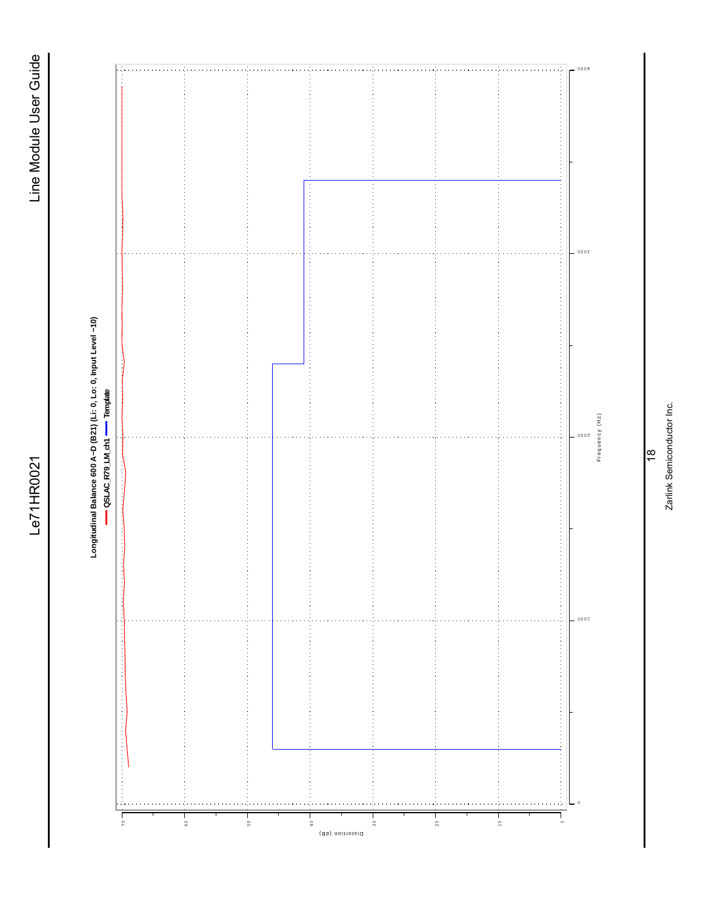Longitudinal Balance 600 A−D (B21) (Li: 0, Lo: 0, Input Level −10)

— QSLAC_R79_LM_ch1 — Template

Distortion (dB)

70 60 50 40 30 20 10 0

Frequency (Hz)

0 1000 2000 3000 4000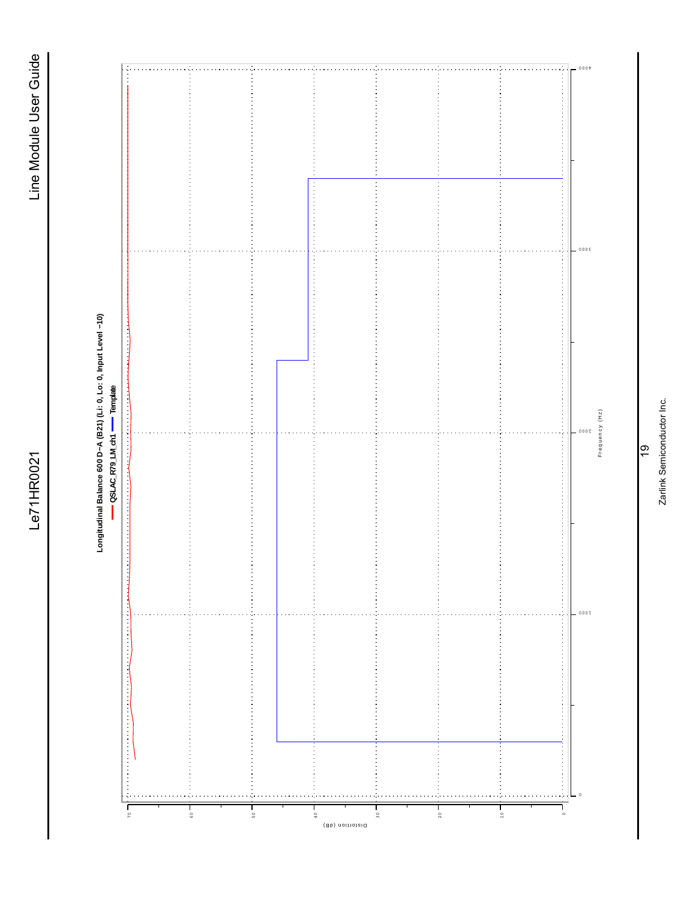Longitudinal Balance 600 D−A (B21) (Li: 0, Lo: 0, Input Level −10)

QSLAC_R79_LM_ch1 — Template

Distortion (dB)

70 60 50 40 30 20 10 0

Frequency (Hz)

0 1000 2000 3000 4000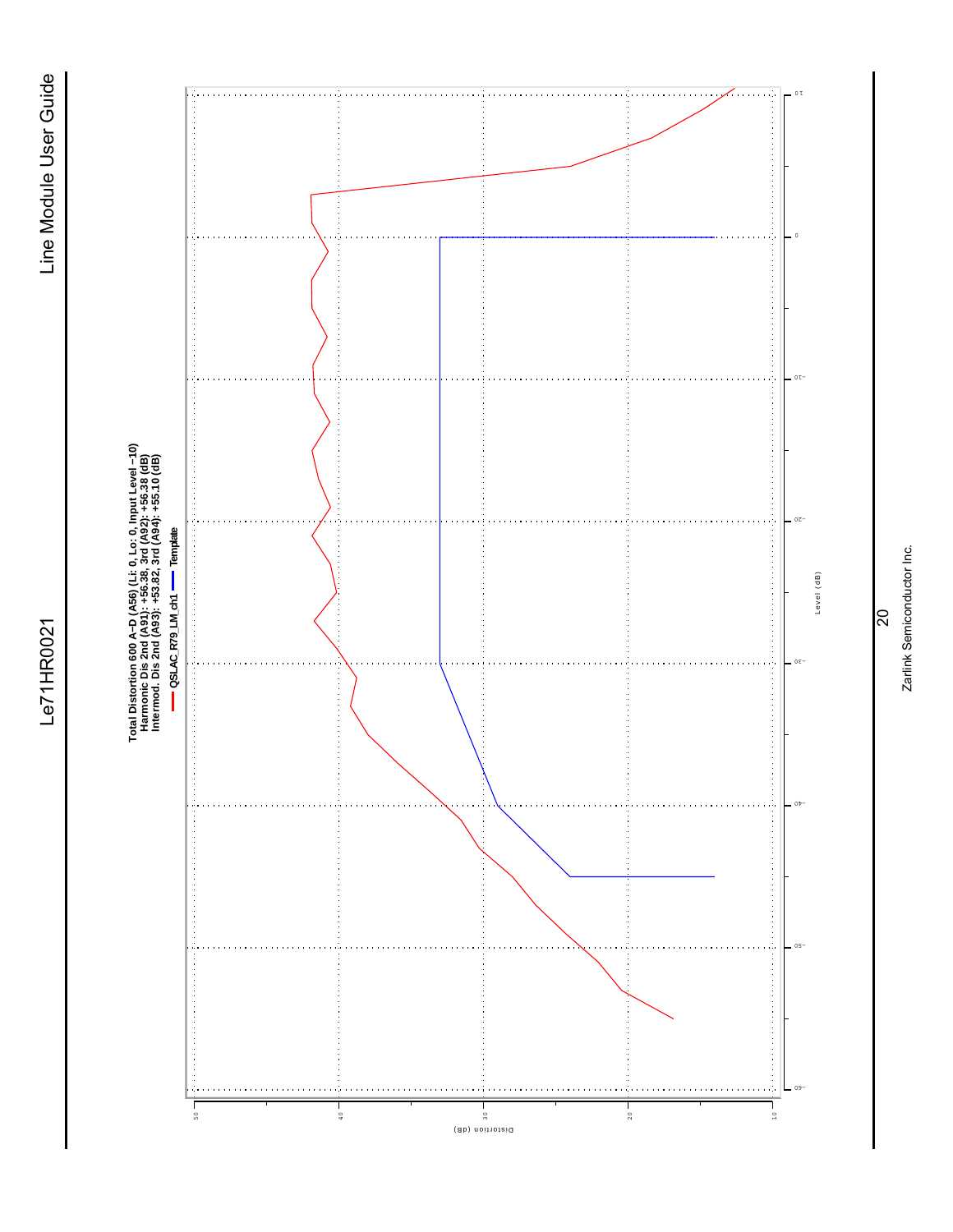**Total Distortion 600 A−D (A56) (Li: 0, Lo: 0, Input Level −10)**
**Harmonic Dis 2nd (A91): +56.38, 3rd (A92): +56.38 (dB)**
**Intermod. Dis 2nd (A93): +53.82, 3rd (A94): +55.10 (dB)**

— QSLAC_R79_LM_ch1 — Template

Distortion (dB)

Level (dB)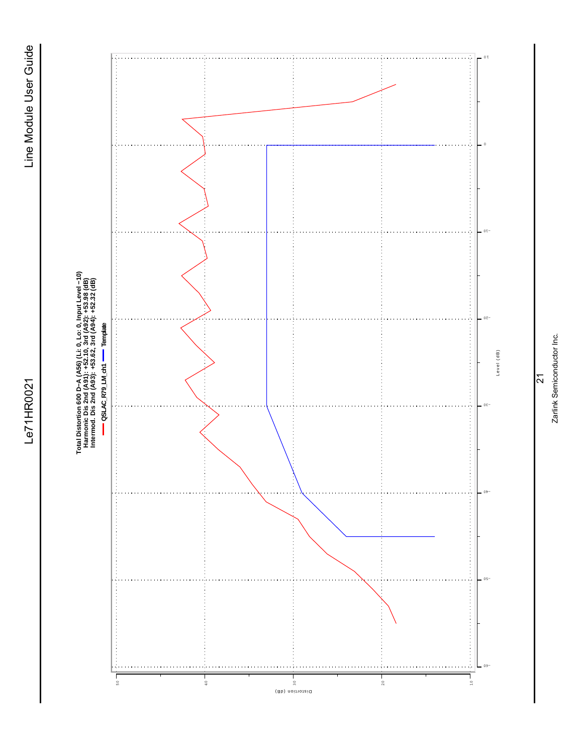Total Distortion 600 D−A (A56) (Li: 0, Lo: 0, Input Level −10)
Harmonic Dis 2nd (A91): +52.10, 3rd (A92): +53.98 (dB)
Intermod. Dis 2nd (A93): +53.62, 3rd (A94): +52.32 (dB)

QSLAC_R79_LM_ch1 — Template

Distortion (dB)

Level (dB)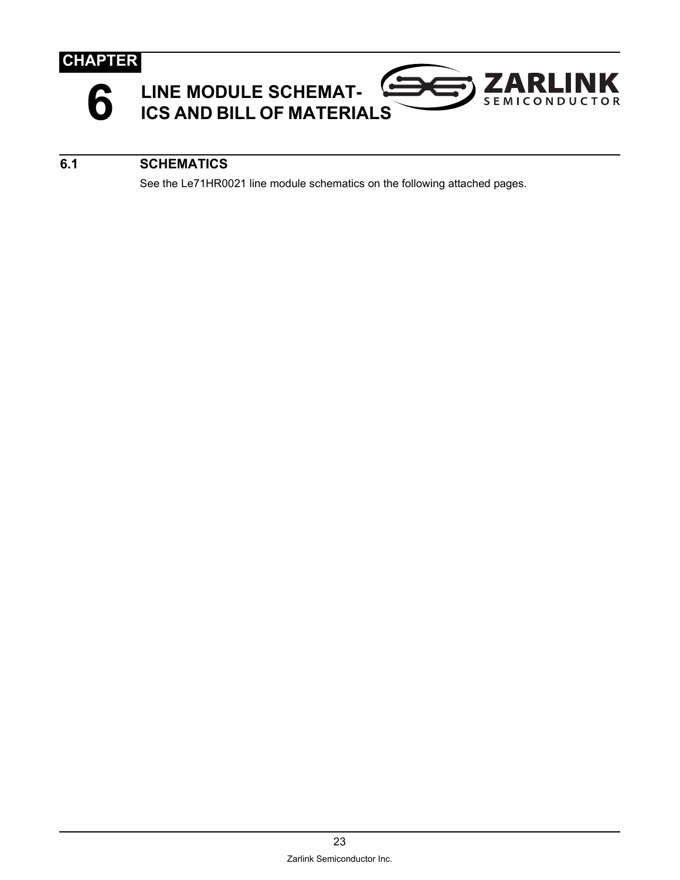CHAPTER

# 6 LINE MODULE SCHEMATICS AND BILL OF MATERIALS

## 6.1 SCHEMATICS

See the Le71HR0021 line module schematics on the following attached pages.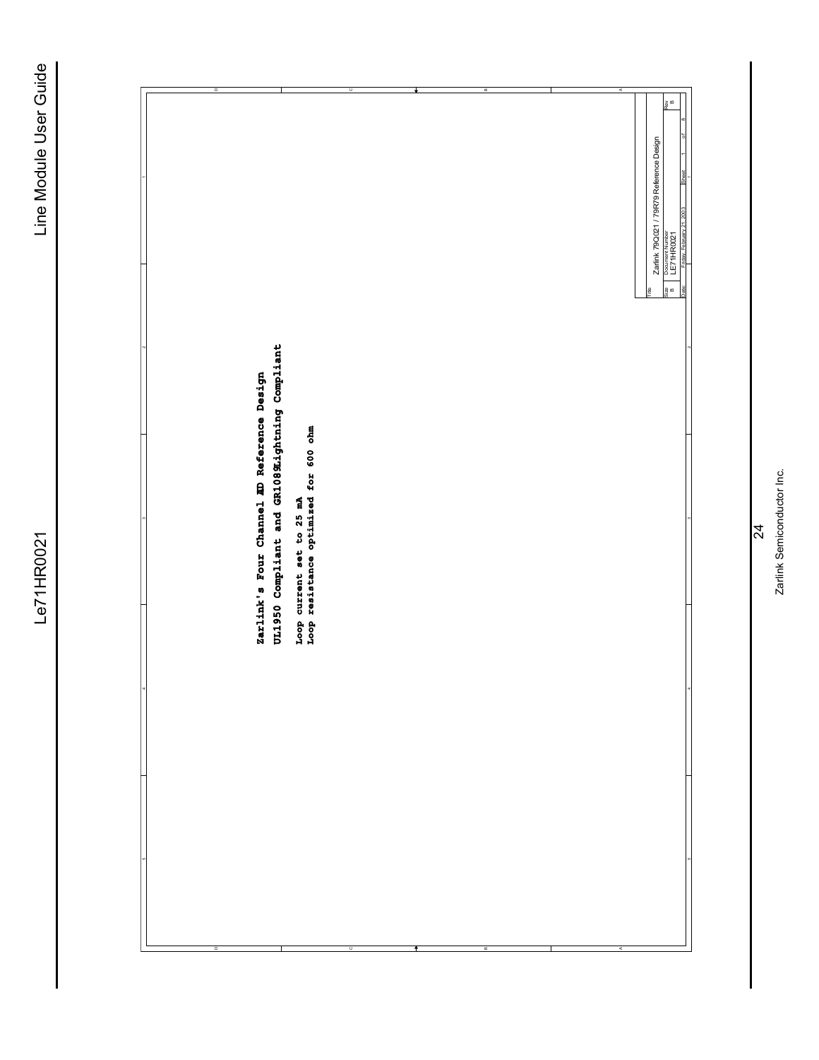Zarlink's Four Channel ED Reference Design

UL1950 Compliant and GR1089 Lightning Compliant

Loop current set to 25 mA

Loop resistance optimized for 600 ohm

| Title | | | |
|---|---|---|---|
| Zarlink 79Q021 / 79R79 Reference Design | | | |
| Size | Document Number | | Rev |
| B | LE71HR0021 | | B |
| Date: | Friday, February 21, 2003 | Sheet 1 of 8 | |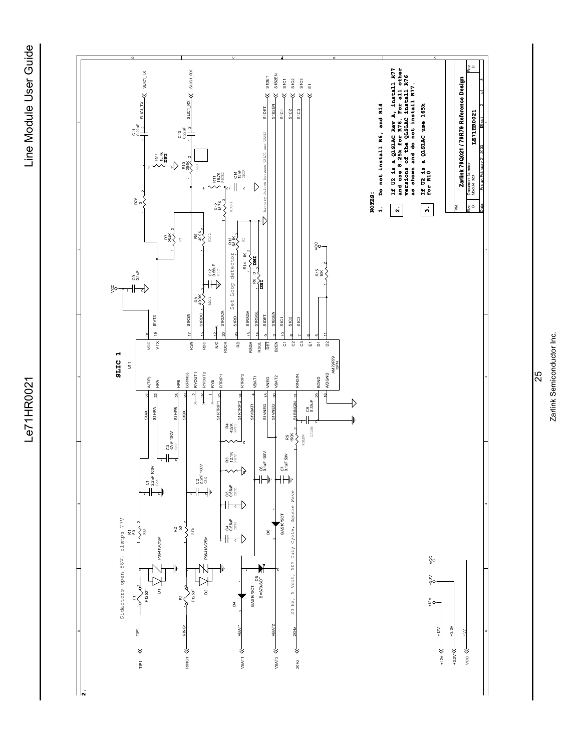**2.**

Sidactors open 58V, clamps 77V

Set Loop detector

Battery Switch between VBAT1 and VBAT2

20 Hz, 5 Volt, 50% Duty Cycle, Square Wave

**SLIC 1**

U11

AM79R79 QFN

**NOTES:**

1. Do not install R6, and R14
2. If U2 is a QLSLAC Rev A, install R77 and use 8.25k for R76. For all other versions of the QLSLAC install R76 as shown and do not install R77.
3. If U2 is a QLSLAC use 165k for R10

| Title | Zarlink 79Q021 / 79R79 Reference Design | |
|---|---|---|
| Size B | Document Number Module 020 LE71HR0021 | Rev B |
| Date: Friday, February 21, 2003 | Sheet 2 of 8 | |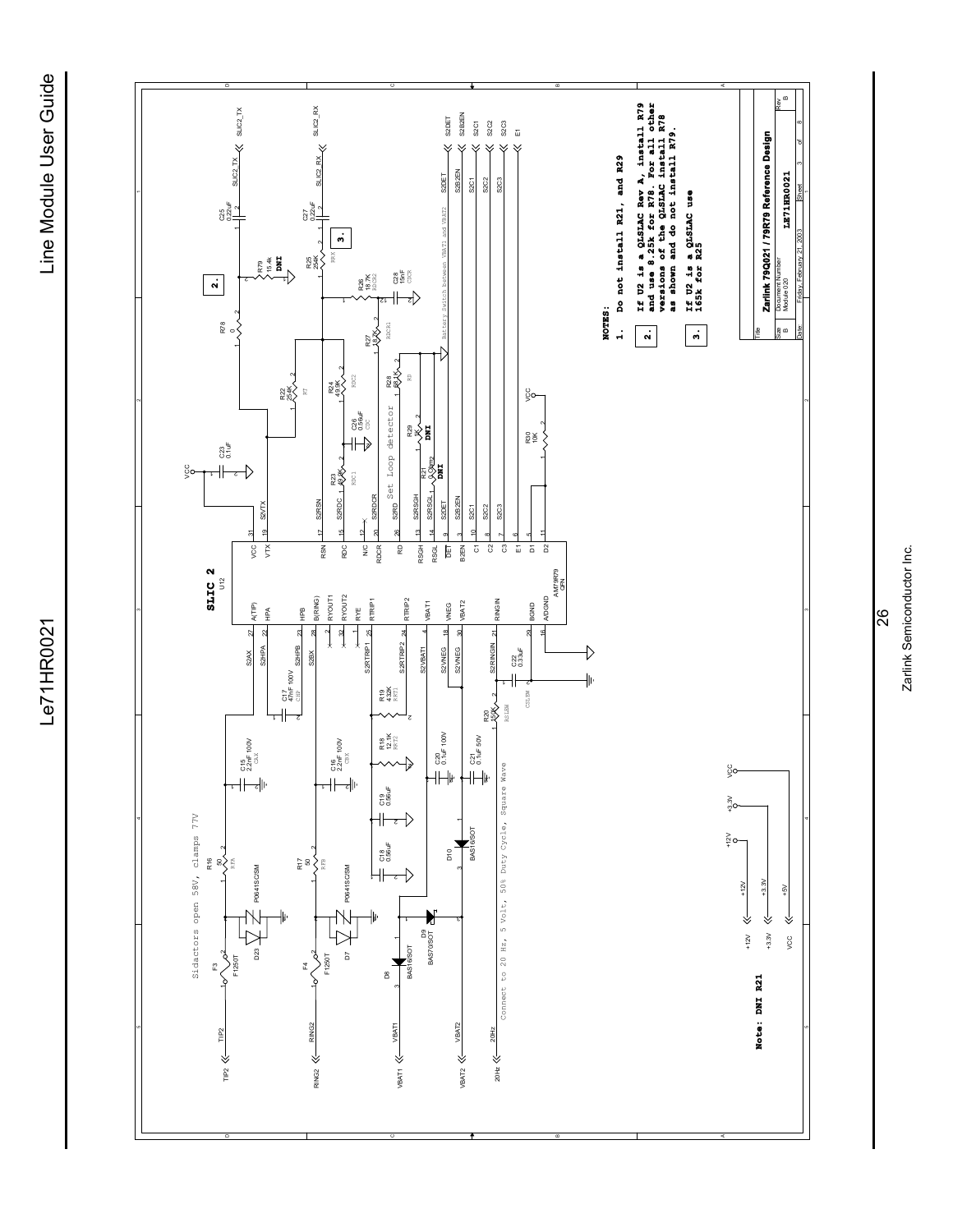Sidactors open 58V, clamps 77V

Set Loop detector

Battery Switch between VBAT1 and VBAT2

Connect to 20 Hz, 5 Volt, 50% Duty Cycle, Square Wave

**NOTES:**

1. Do not install R21, and R29

2. If U2 is a QLSLAC Rev A, install R79 and use 8.25k for R78. For all other versions of the QLSLAC install R78 as shown and do not install R79.

3. If U2 is a QLSLAC use 165k for R25

**Note: DNI R21**

| Title | Zarlink 79Q021 / 79R79 Reference Design | | | |
|---|---|---|---|---|
| Size B | Document Number Module 020 | LE71HR0021 | | Rev B |
| Date: | Friday, February 21, 2003 | Sheet | 3 of | 8 |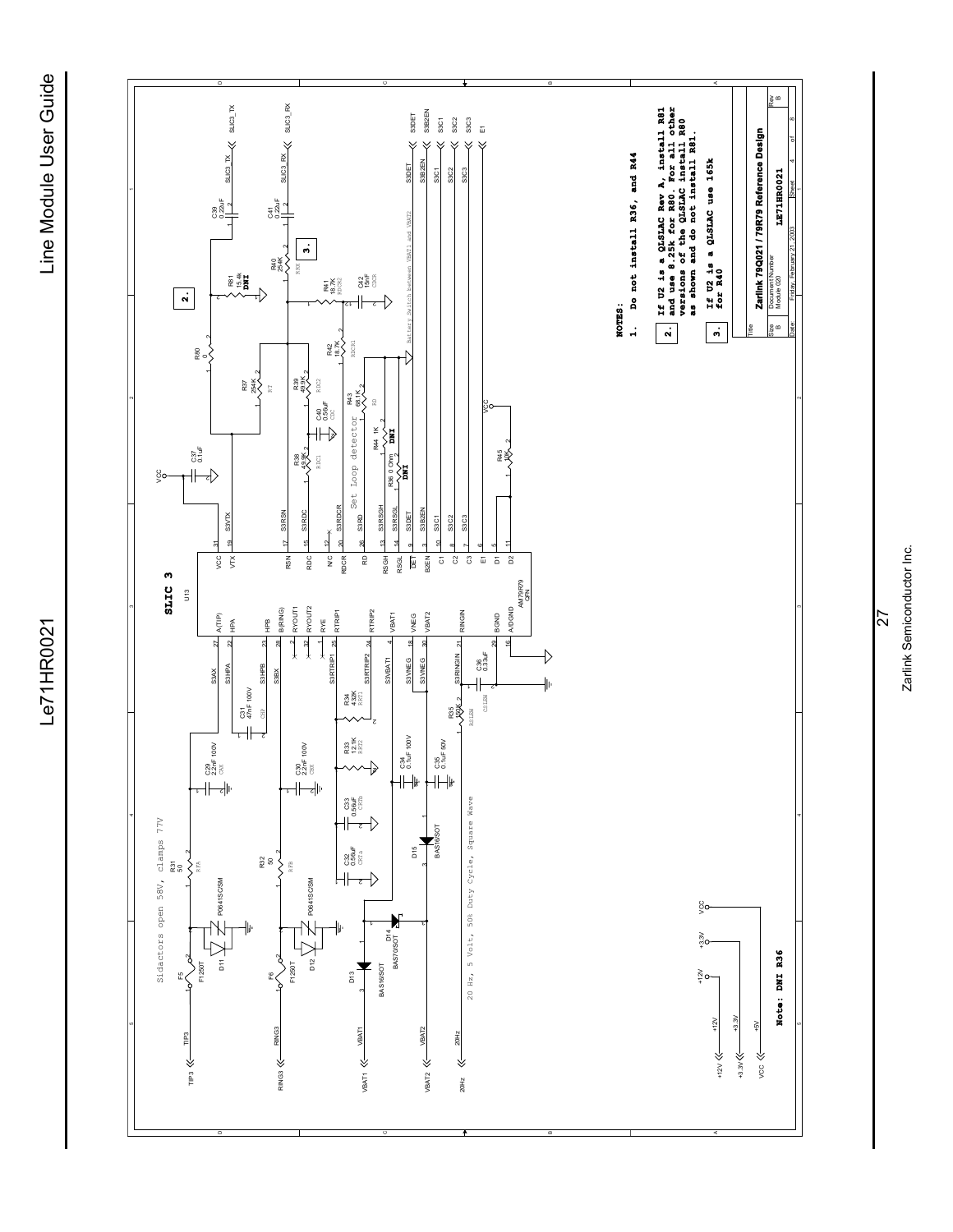NOTES:

1. Do not install R36, and R44

2. If U2 is a QLSLAC Rev A, install R81 and use 8.25k for R80. For all other versions of the QLSLAC install R80 as shown and do not install R81.

3. If U2 is a QLSLAC use 165k for R40

Note: DNI R36

Sidactors open 58V, clamps 77V

20 Hz, 5 Volt, 50% Duty Cycle, Square Wave

Set Loop detector

Battery Switch between VBAT1 and VBAT2

| Title | Zarlink 79Q021 / 79R79 Reference Design | | |
|---|---|---|---|
| Size B | Document Number: Module 020 LE71HR0021 | | Rev B |
| Date: Friday, February 21, 2003 | Sheet 4 of 8 | | |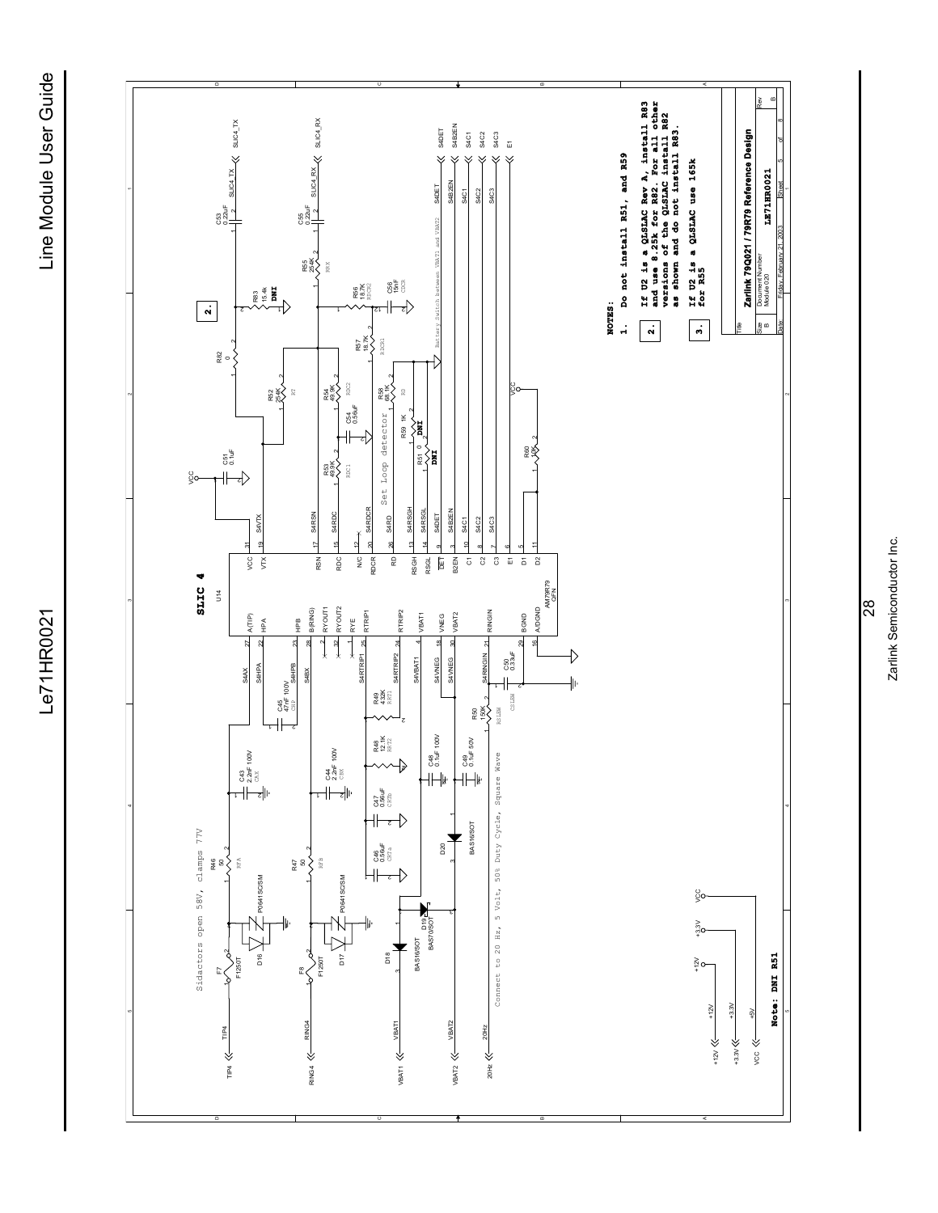NOTES:

1. Do not install R51, and R59

2. If U2 is a QLSLAC Rev A, install R83 and use 8.25k for R82. For all other versions of the QLSLAC install R82 as shown and do not install R83.

3. If U2 is a QLSLAC use 165k for R55

Note: DNI R51

Sidactors open 58V, clamps 77V

Connect to 20 Hz, 5 Volt, 50% Duty Cycle, Square Wave

Set Loop detector

Battery Switch between VBAT1 and VBAT2

SLIC 4

U14

AM79R79 -QFN

| Title | Zarlink 79Q021 / 79R79 Reference Design | |
|---|---|---|
| Size B | Document Number Module 020 LE71HR0021 | Rev B |
| Date: Friday, February 21, 2003 | Sheet 5 of 8 | |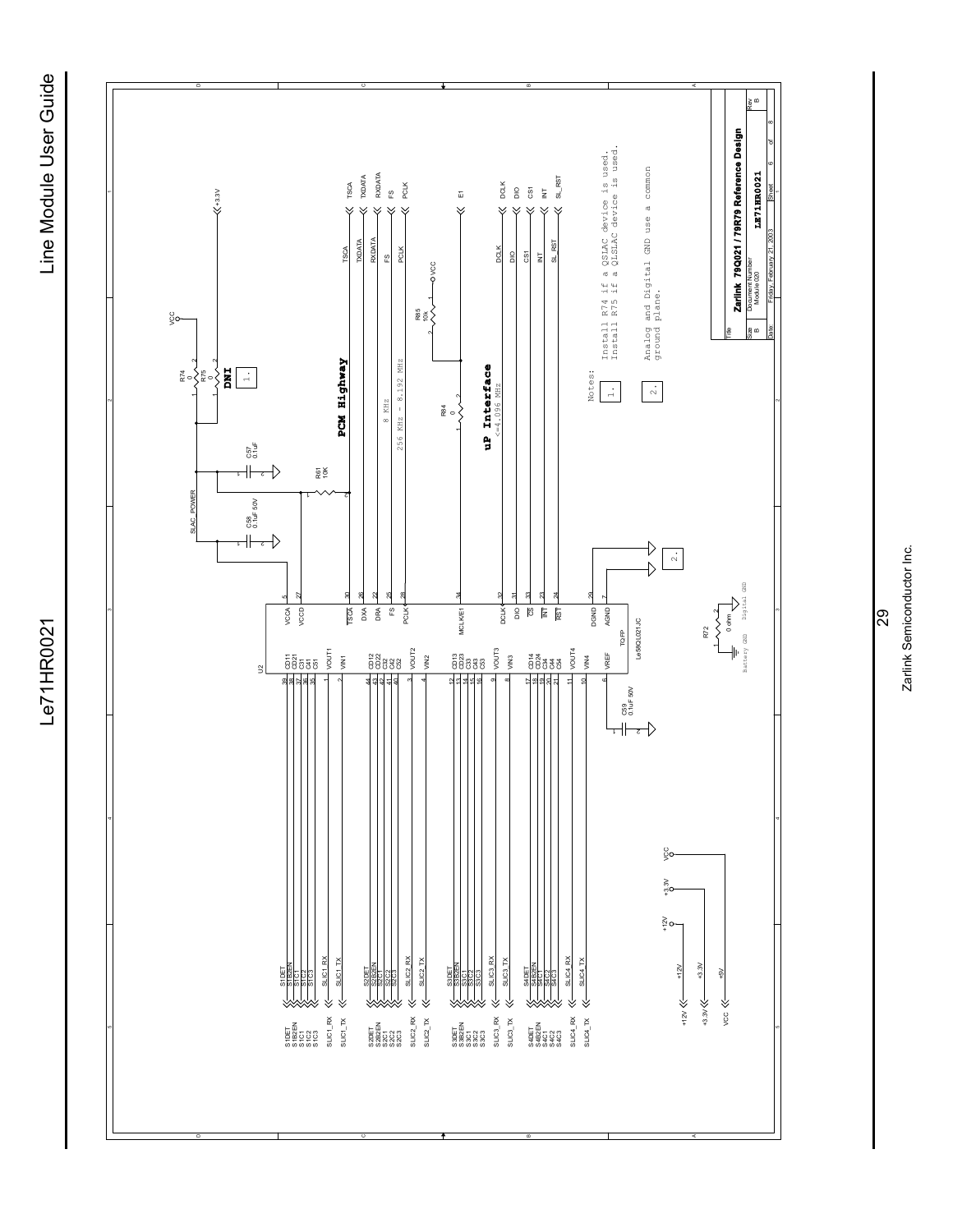Notes:

1. Install R74 if a QSLAC device is used. Install R75 if a QLSLAC device is used.

2. Analog and Digital GND use a common ground plane.

| Title | Zarlink 79Q021 / 79R79 Reference Design | |
|---|---|---|
| Size B | Document Number Module 020 LE71HR0021 | Rev B |
| Date: Friday, February 21, 2003 | Sheet 6 of 8 | |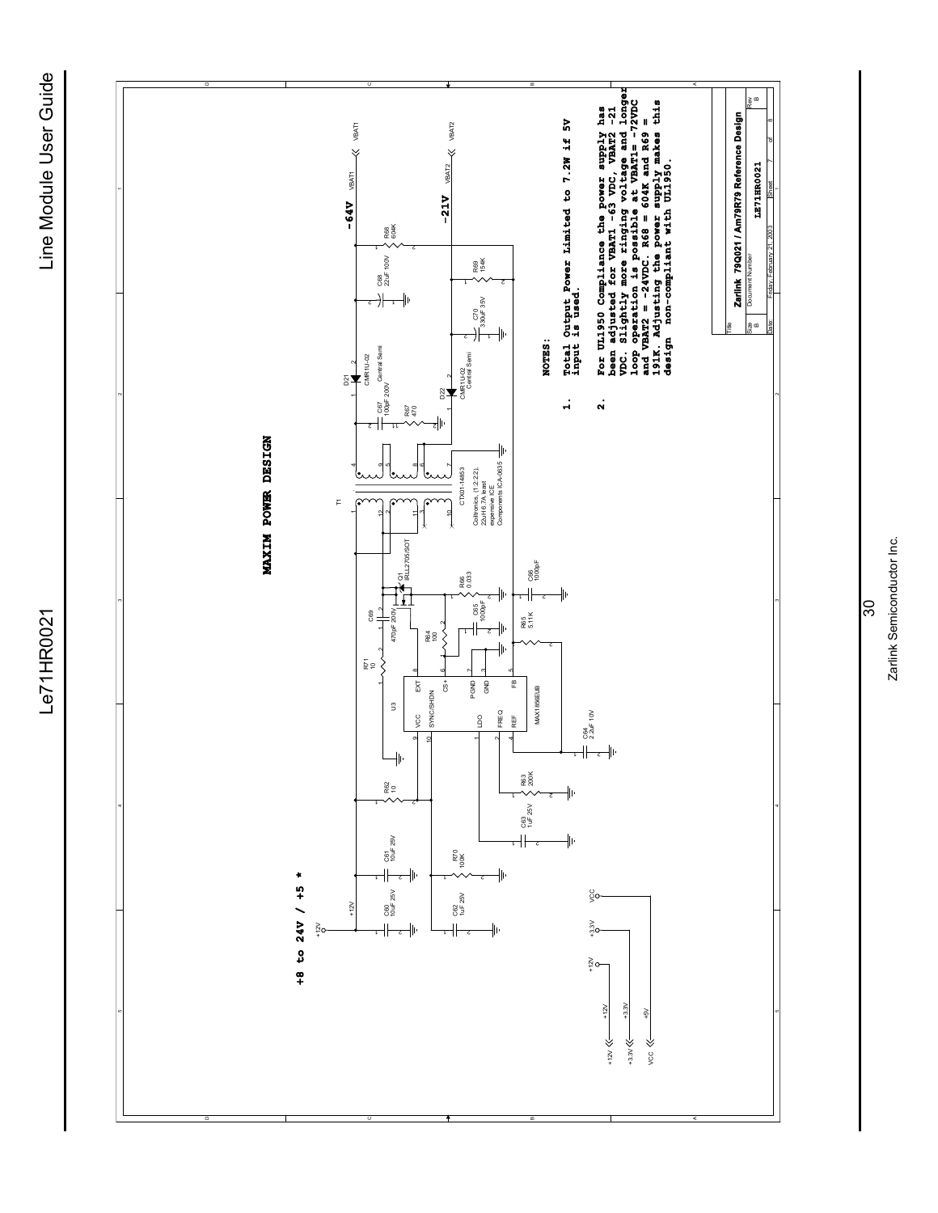## MAXIM POWER DESIGN

+8 to 24V / +5 *

-64V VBAT1

-21V VBAT2

**NOTES:**

1. Total Output Power Limited to 7.2W if 5V input is used.

2. For UL1950 Compliance the power supply has been adjusted for VBAT1 -63 VDC, VBAT2 -21 VDC. Slightly more ringing voltage and longer loop operation is possible at VBAT1= -72VDC and VBAT2 = -24VDC. R68 = 604K and R69 = 191K. Adjusting the power supply makes this design non-compliant with UL1950.

| Title | Zarlink 79Q021 / Am79R79 Reference Design | |
|---|---|---|
| Size: B | Document Number: LE71HR0021 | Rev: B |
| Date: Friday, February 21, 2003 | Sheet 7 of 8 | |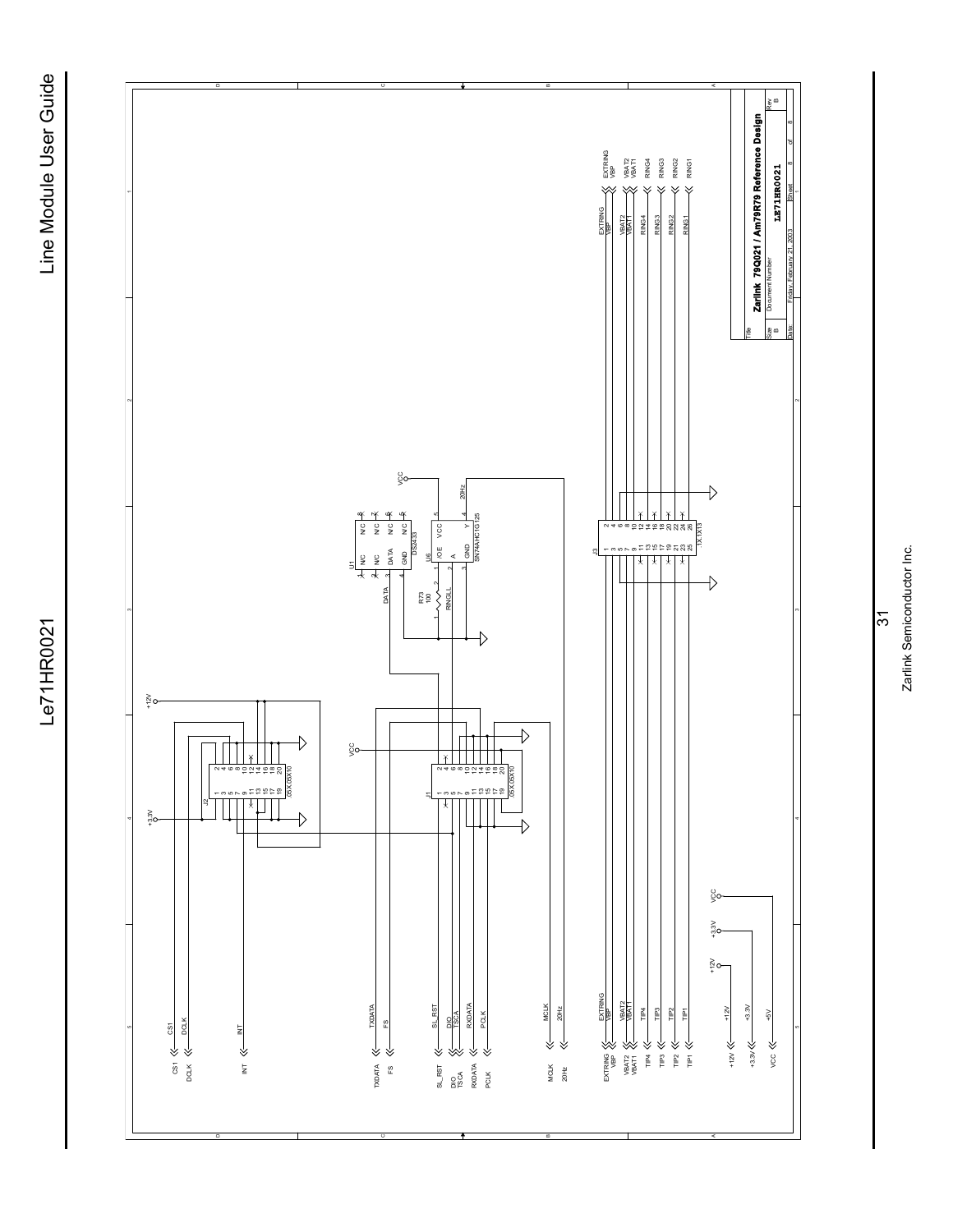| Title | | | |
|---|---|---|---|
| **Zarlink 79Q021 / Am79R79 Reference Design** | | | |
| Size | Document Number | | Rev |
| B | **LE71HR0021** | | B |
| Date: | Friday, February 21, 2003 | Sheet 8 of 8 | |

CS1
DCLK
INT
TXDATA
FS
SL_RST
DIO
TSCA
RXDATA
PCLK
MCLK
20Hz
EXTRING
VBP
VBAT2
VBAT1
TIP4
TIP3
TIP2
TIP1
+12V
+3.3V
VCC
+5V

J2 .05X.05X10
J1 .05X.05X10
J3 1X.1X13

U1 DS2433: N/C, N/C, DATA, GND, N/C, N/C, N/C, N/C

U6 SN74AHC1G125: /OE, A, GND, Y, VCC

R73 100

RINGLL

DATA

20Hz

RING4
RING3
RING2
RING1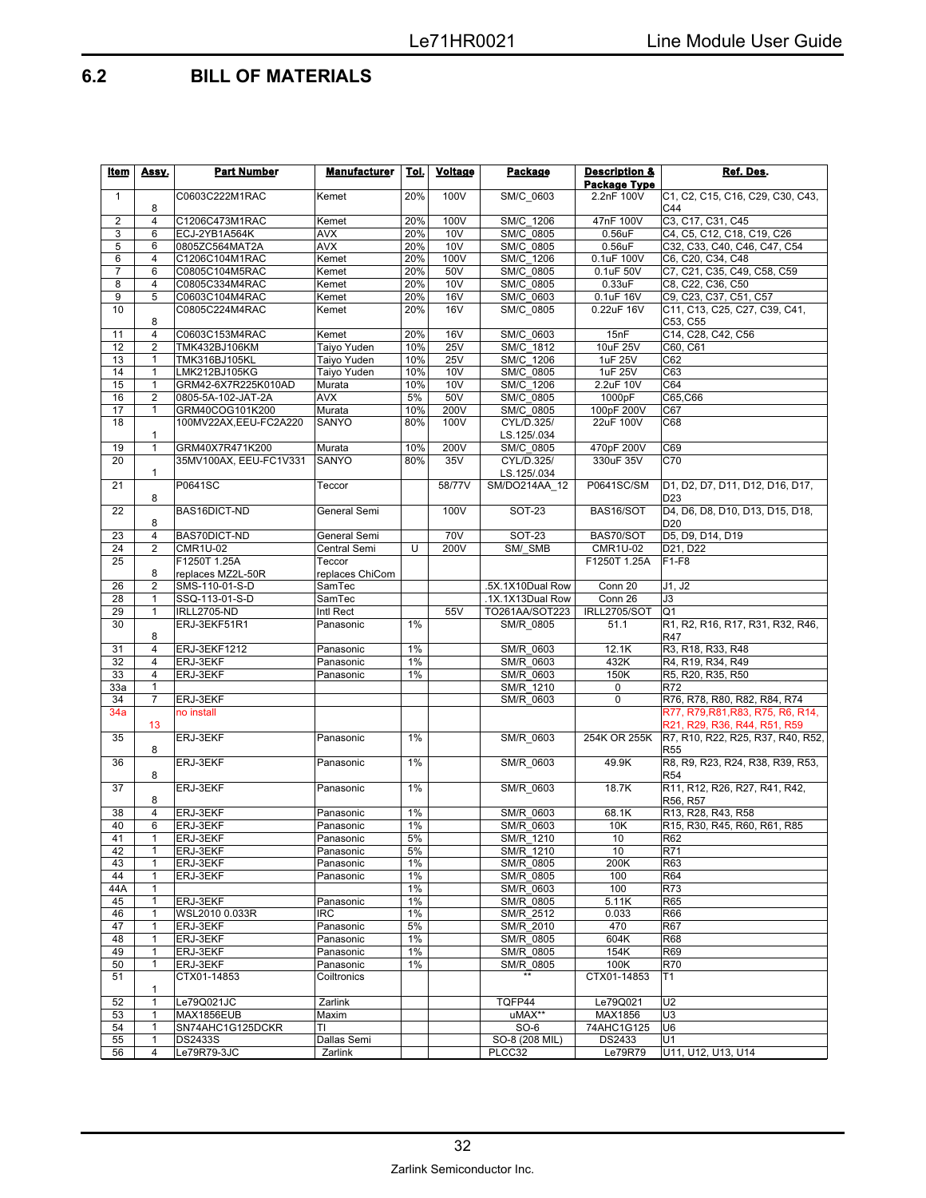## 6.2 BILL OF MATERIALS

| Item | Assy. | Part Number | Manufacturer | Tol. | Voltage | Package | Description & Package Type | Ref. Des. |
|---|---|---|---|---|---|---|---|---|
| 1 | 8 | C0603C222M1RAC | Kemet | 20% | 100V | SM/C_0603 | 2.2nF 100V | C1, C2, C15, C16, C29, C30, C43, C44 |
| 2 | 4 | C1206C473M1RAC | Kemet | 20% | 100V | SM/C_1206 | 47nF 100V | C3, C17, C31, C45 |
| 3 | 6 | ECJ-2YB1A564K | AVX | 20% | 10V | SM/C_0805 | 0.56uF | C4, C5, C12, C18, C19, C26 |
| 5 | 6 | 0805ZC564MAT2A | AVX | 20% | 10V | SM/C_0805 | 0.56uF | C32, C33, C40, C46, C47, C54 |
| 6 | 4 | C1206C104M1RAC | Kemet | 20% | 100V | SM/C_1206 | 0.1uF 100V | C6, C20, C34, C48 |
| 7 | 6 | C0805C104M5RAC | Kemet | 20% | 50V | SM/C_0805 | 0.1uF 50V | C7, C21, C35, C49, C58, C59 |
| 8 | 4 | C0805C334M4RAC | Kemet | 20% | 10V | SM/C_0805 | 0.33uF | C8, C22, C36, C50 |
| 9 | 5 | C0603C104M4RAC | Kemet | 20% | 16V | SM/C_0603 | 0.1uF 16V | C9, C23, C37, C51, C57 |
| 10 | 8 | C0805C224M4RAC | Kemet | 20% | 16V | SM/C_0805 | 0.22uF 16V | C11, C13, C25, C27, C39, C41, C53, C55 |
| 11 | 4 | C0603C153M4RAC | Kemet | 20% | 16V | SM/C_0603 | 15nF | C14, C28, C42, C56 |
| 12 | 2 | TMK432BJ106KM | Taiyo Yuden | 10% | 25V | SM/C_1812 | 10uF 25V | C60, C61 |
| 13 | 1 | TMK316BJ105KL | Taiyo Yuden | 10% | 25V | SM/C_1206 | 1uF 25V | C62 |
| 14 | 1 | LMK212BJ105KG | Taiyo Yuden | 10% | 10V | SM/C_0805 | 1uF 25V | C63 |
| 15 | 1 | GRM42-6X7R225K010AD | Murata | 10% | 10V | SM/C_1206 | 2.2uF 10V | C64 |
| 16 | 2 | 0805-5A-102-JAT-2A | AVX | 5% | 50V | SM/C_0805 | 1000pF | C65,C66 |
| 17 | 1 | GRM40COG101K200 | Murata | 10% | 200V | SM/C_0805 | 100pF 200V | C67 |
| 18 | 1 | 100MV22AX,EEU-FC2A220 | SANYO | 80% | 100V | CYL/D.325/ LS.125/.034 | 22uF 100V | C68 |
| 19 | 1 | GRM40X7R471K200 | Murata | 10% | 200V | SM/C_0805 | 470pF 200V | C69 |
| 20 | 1 | 35MV100AX, EEU-FC1V331 | SANYO | 80% | 35V | CYL/D.325/ LS.125/.034 | 330uF 35V | C70 |
| 21 | 8 | P0641SC | Teccor | | 58/77V | SM/DO214AA_12 | P0641SC/SM | D1, D2, D7, D11, D12, D16, D17, D23 |
| 22 | 8 | BAS16DICT-ND | General Semi | | 100V | SOT-23 | BAS16/SOT | D4, D6, D8, D10, D13, D15, D18, D20 |
| 23 | 4 | BAS70DICT-ND | General Semi | | 70V | SOT-23 | BAS70/SOT | D5, D9, D14, D19 |
| 24 | 2 | CMR1U-02 | Central Semi | U | 200V | SM/_SMB | CMR1U-02 | D21, D22 |
| 25 | 8 | F1250T 1.25A replaces MZ2L-50R | Teccor replaces ChiCom | | | | F1250T 1.25A | F1-F8 |
| 26 | 2 | SMS-110-01-S-D | SamTec | | | .5X.1X10Dual Row | Conn 20 | J1, J2 |
| 28 | 1 | SSQ-113-01-S-D | SamTec | | | .1X.1X13Dual Row | Conn 26 | J3 |
| 29 | 1 | IRLL2705-ND | Intl Rect | | 55V | TO261AA/SOT223 | IRLL2705/SOT | Q1 |
| 30 | 8 | ERJ-3EKF51R1 | Panasonic | 1% | | SM/R_0805 | 51.1 | R1, R2, R16, R17, R31, R32, R46, R47 |
| 31 | 4 | ERJ-3EKF1212 | Panasonic | 1% | | SM/R_0603 | 12.1K | R3, R18, R33, R48 |
| 32 | 4 | ERJ-3EKF | Panasonic | 1% | | SM/R_0603 | 432K | R4, R19, R34, R49 |
| 33 | 4 | ERJ-3EKF | Panasonic | 1% | | SM/R_0603 | 150K | R5, R20, R35, R50 |
| 33a | 1 | | | | | SM/R_1210 | 0 | R72 |
| 34 | 7 | ERJ-3EKF | | | | SM/R_0603 | 0 | R76, R78, R80, R82, R84, R74 |
| 34a | 13 | no install | | | | | | R77, R79,R81,R83, R75, R6, R14, R21, R29, R36, R44, R51, R59 |
| 35 | 8 | ERJ-3EKF | Panasonic | 1% | | SM/R_0603 | 254K OR 255K | R7, R10, R22, R25, R37, R40, R52, R55 |
| 36 | 8 | ERJ-3EKF | Panasonic | 1% | | SM/R_0603 | 49.9K | R8, R9, R23, R24, R38, R39, R53, R54 |
| 37 | 8 | ERJ-3EKF | Panasonic | 1% | | SM/R_0603 | 18.7K | R11, R12, R26, R27, R41, R42, R56, R57 |
| 38 | 4 | ERJ-3EKF | Panasonic | 1% | | SM/R_0603 | 68.1K | R13, R28, R43, R58 |
| 40 | 6 | ERJ-3EKF | Panasonic | 1% | | SM/R_0603 | 10K | R15, R30, R45, R60, R61, R85 |
| 41 | 1 | ERJ-3EKF | Panasonic | 5% | | SM/R_1210 | 10 | R62 |
| 42 | 1 | ERJ-3EKF | Panasonic | 5% | | SM/R_1210 | 10 | R71 |
| 43 | 1 | ERJ-3EKF | Panasonic | 1% | | SM/R_0805 | 200K | R63 |
| 44 | 1 | ERJ-3EKF | Panasonic | 1% | | SM/R_0805 | 100 | R64 |
| 44A | 1 | | | 1% | | SM/R_0603 | 100 | R73 |
| 45 | 1 | ERJ-3EKF | Panasonic | 1% | | SM/R_0805 | 5.11K | R65 |
| 46 | 1 | WSL2010 0.033R | IRC | 1% | | SM/R_2512 | 0.033 | R66 |
| 47 | 1 | ERJ-3EKF | Panasonic | 5% | | SM/R_2010 | 470 | R67 |
| 48 | 1 | ERJ-3EKF | Panasonic | 1% | | SM/R_0805 | 604K | R68 |
| 49 | 1 | ERJ-3EKF | Panasonic | 1% | | SM/R_0805 | 154K | R69 |
| 50 | 1 | ERJ-3EKF | Panasonic | 1% | | SM/R_0805 | 100K | R70 |
| 51 | 1 | CTX01-14853 | Coiltronics | | | ** | CTX01-14853 | T1 |
| 52 | 1 | Le79Q021JC | Zarlink | | | TQFP44 | Le79Q021 | U2 |
| 53 | 1 | MAX1856EUB | Maxim | | | uMAX** | MAX1856 | U3 |
| 54 | 1 | SN74AHC1G125DCKR | TI | | | SO-6 | 74AHC1G125 | U6 |
| 55 | 1 | DS2433S | Dallas Semi | | | SO-8 (208 MIL) | DS2433 | U1 |
| 56 | 4 | Le79R79-3JC | Zarlink | | | PLCC32 | Le79R79 | U11, U12, U13, U14 |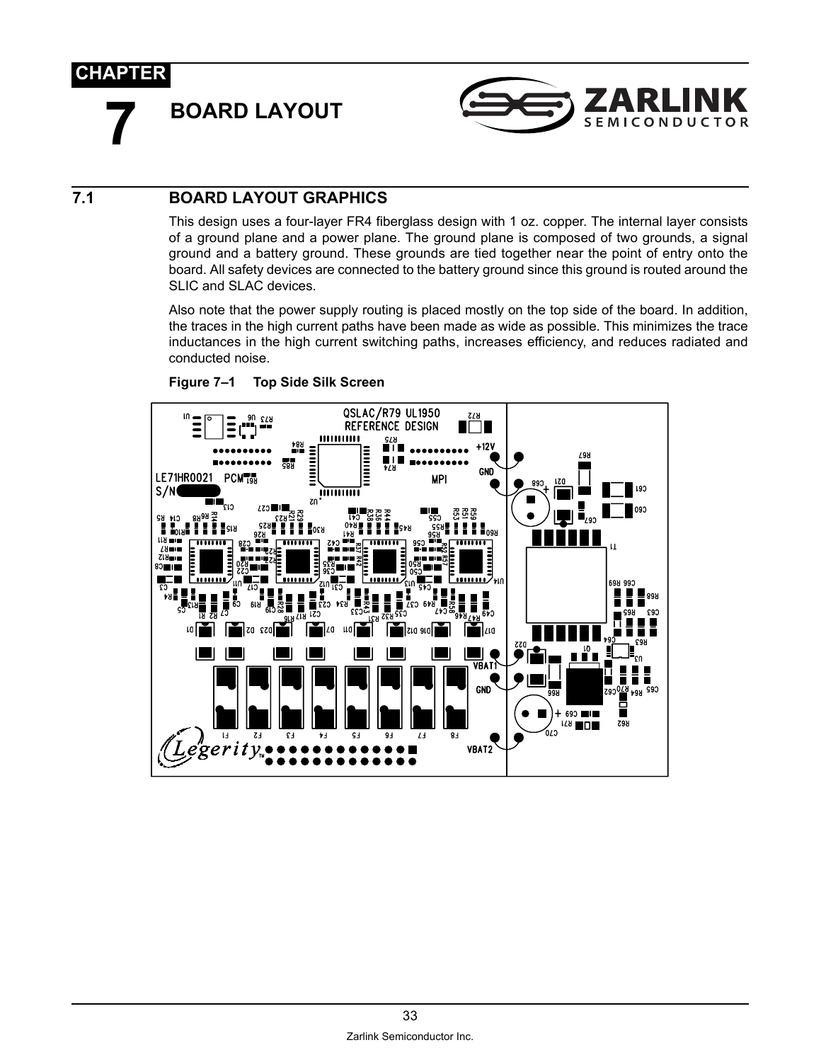# CHAPTER 7 BOARD LAYOUT

## 7.1 BOARD LAYOUT GRAPHICS

This design uses a four-layer FR4 fiberglass design with 1 oz. copper. The internal layer consists of a ground plane and a power plane. The ground plane is composed of two grounds, a signal ground and a battery ground. These grounds are tied together near the point of entry onto the board. All safety devices are connected to the battery ground since this ground is routed around the SLIC and SLAC devices.

Also note that the power supply routing is placed mostly on the top side of the board. In addition, the traces in the high current paths have been made as wide as possible. This minimizes the trace inductances in the high current switching paths, increases efficiency, and reduces radiated and conducted noise.

**Figure 7–1 Top Side Silk Screen**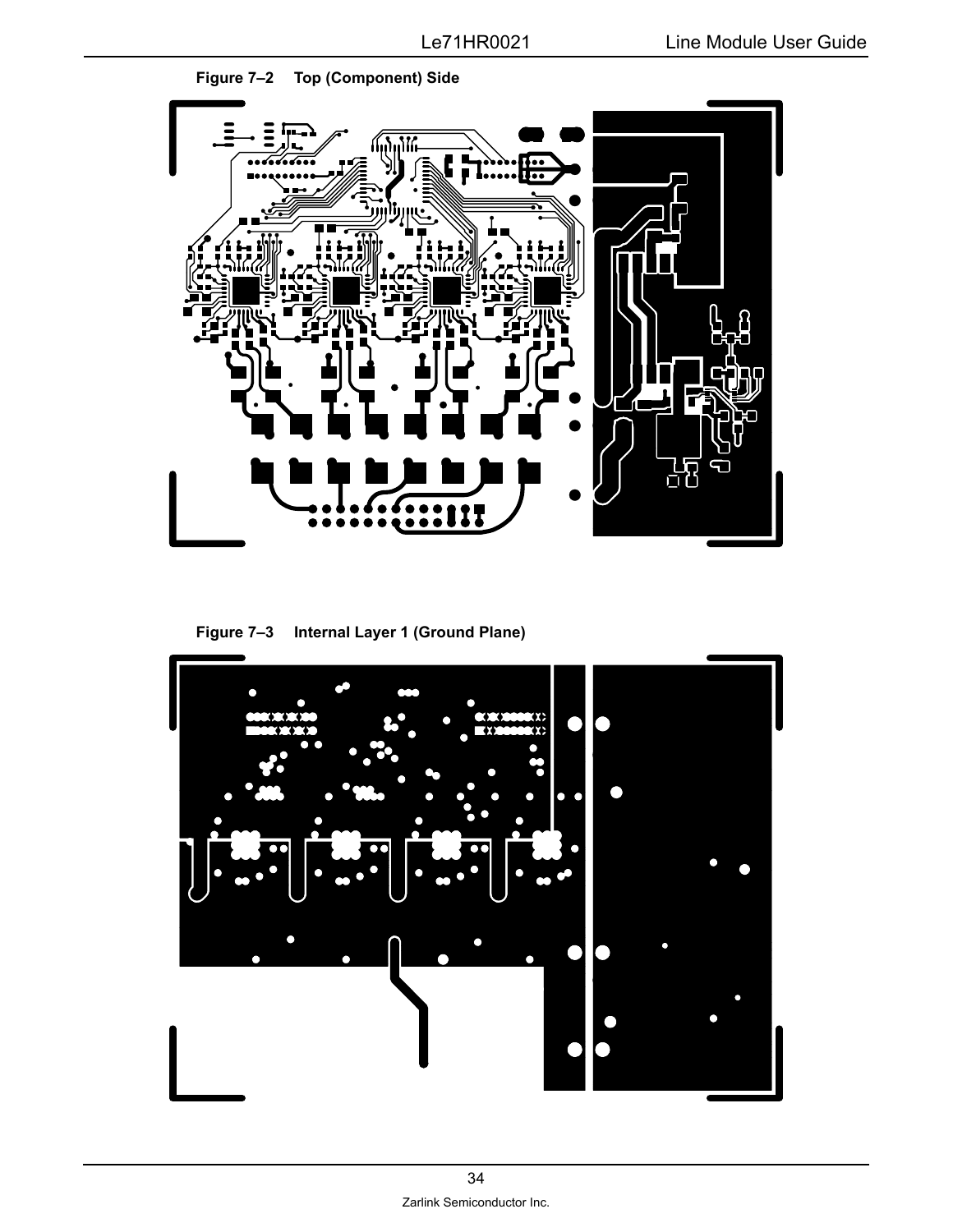Figure 7–2 Top (Component) Side

Figure 7–3 Internal Layer 1 (Ground Plane)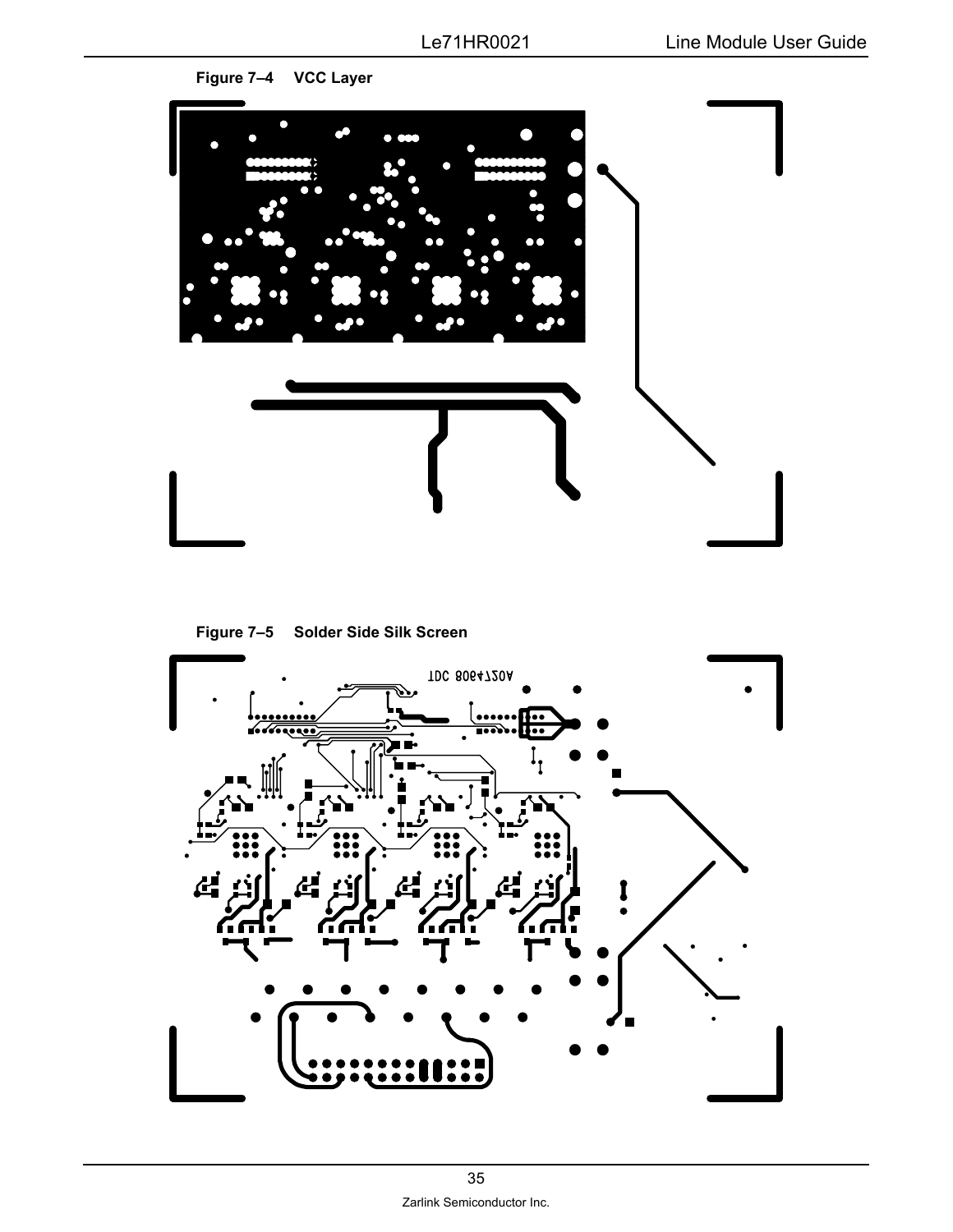**Figure 7–4 VCC Layer**

**Figure 7–5 Solder Side Silk Screen**